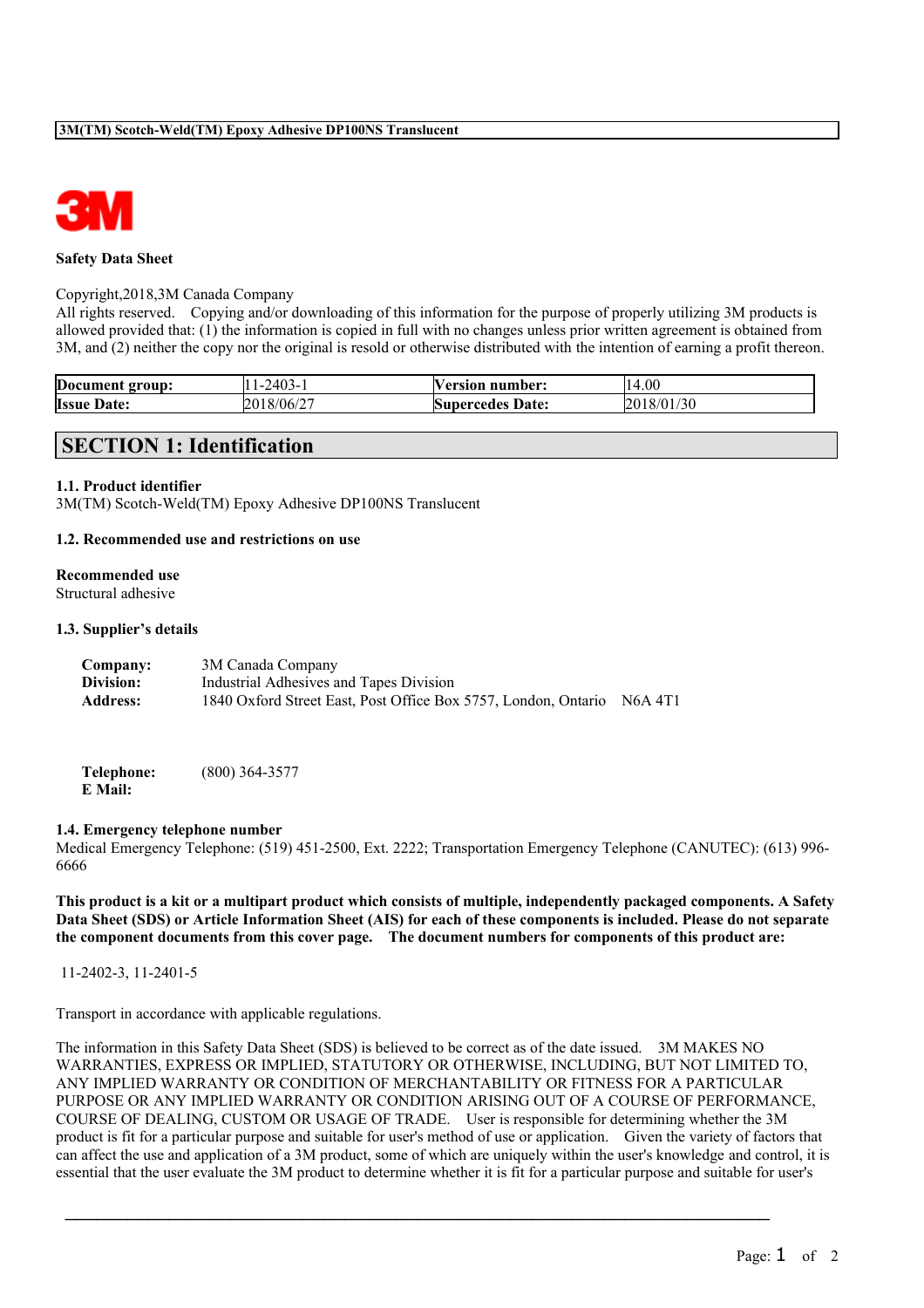**3M(TM) Scotch-Weld(TM) Epoxy Adhesive DP100NS Translucent**

**Safety Data Sheet**

Copyright,2018,3M Canada Company
All rights reserved. Copying and/or downloading of this information for the purpose of properly utilizing 3M products is allowed provided that: (1) the information is copied in full with no changes unless prior written agreement is obtained from 3M, and (2) neither the copy nor the original is resold or otherwise distributed with the intention of earning a profit thereon.

| **Document group:** | 11-2403-1 | **Version number:** | 14.00 |
|---|---|---|---|
| **Issue Date:** | 2018/06/27 | **Supercedes Date:** | 2018/01/30 |

## SECTION 1: Identification

### 1.1. Product identifier

3M(TM) Scotch-Weld(TM) Epoxy Adhesive DP100NS Translucent

### 1.2. Recommended use and restrictions on use

**Recommended use**

Structural adhesive

### 1.3. Supplier's details

**Company:** 3M Canada Company
**Division:** Industrial Adhesives and Tapes Division
**Address:** 1840 Oxford Street East, Post Office Box 5757, London, Ontario N6A 4T1

**Telephone:** (800) 364-3577
**E Mail:**

### 1.4. Emergency telephone number

Medical Emergency Telephone: (519) 451-2500, Ext. 2222; Transportation Emergency Telephone (CANUTEC): (613) 996-6666

**This product is a kit or a multipart product which consists of multiple, independently packaged components. A Safety Data Sheet (SDS) or Article Information Sheet (AIS) for each of these components is included. Please do not separate the component documents from this cover page. The document numbers for components of this product are:**

11-2402-3, 11-2401-5

Transport in accordance with applicable regulations.

The information in this Safety Data Sheet (SDS) is believed to be correct as of the date issued. 3M MAKES NO WARRANTIES, EXPRESS OR IMPLIED, STATUTORY OR OTHERWISE, INCLUDING, BUT NOT LIMITED TO, ANY IMPLIED WARRANTY OR CONDITION OF MERCHANTABILITY OR FITNESS FOR A PARTICULAR PURPOSE OR ANY IMPLIED WARRANTY OR CONDITION ARISING OUT OF A COURSE OF PERFORMANCE, COURSE OF DEALING, CUSTOM OR USAGE OF TRADE. User is responsible for determining whether the 3M product is fit for a particular purpose and suitable for user's method of use or application. Given the variety of factors that can affect the use and application of a 3M product, some of which are uniquely within the user's knowledge and control, it is essential that the user evaluate the 3M product to determine whether it is fit for a particular purpose and suitable for user's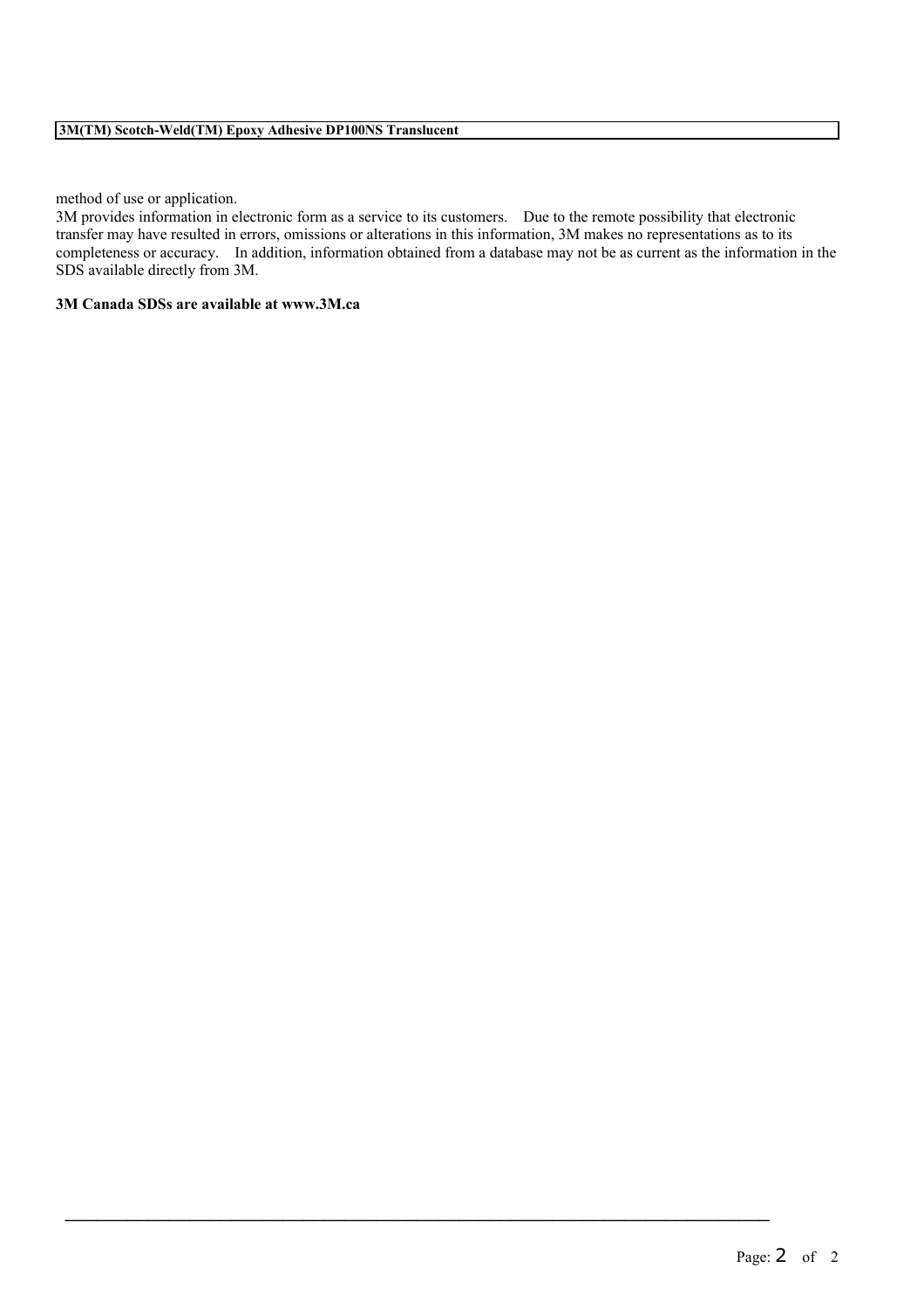method of use or application.

3M provides information in electronic form as a service to its customers. Due to the remote possibility that electronic transfer may have resulted in errors, omissions or alterations in this information, 3M makes no representations as to its completeness or accuracy. In addition, information obtained from a database may not be as current as the information in the SDS available directly from 3M.

**3M Canada SDSs are available at www.3M.ca**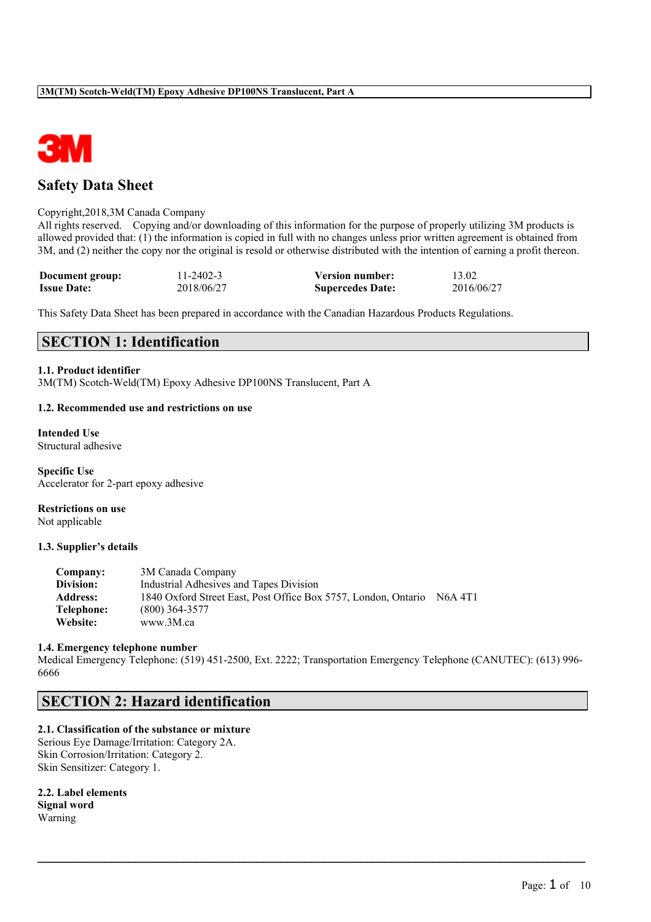# Safety Data Sheet

Copyright,2018,3M Canada Company
All rights reserved. Copying and/or downloading of this information for the purpose of properly utilizing 3M products is allowed provided that: (1) the information is copied in full with no changes unless prior written agreement is obtained from 3M, and (2) neither the copy nor the original is resold or otherwise distributed with the intention of earning a profit thereon.

| | | | |
|---|---|---|---|
| **Document group:** | 11-2402-3 | **Version number:** | 13.02 |
| **Issue Date:** | 2018/06/27 | **Supercedes Date:** | 2016/06/27 |

This Safety Data Sheet has been prepared in accordance with the Canadian Hazardous Products Regulations.

## SECTION 1: Identification

**1.1. Product identifier**
3M(TM) Scotch-Weld(TM) Epoxy Adhesive DP100NS Translucent, Part A

**1.2. Recommended use and restrictions on use**

**Intended Use**
Structural adhesive

**Specific Use**
Accelerator for 2-part epoxy adhesive

**Restrictions on use**
Not applicable

**1.3. Supplier's details**

| | |
|---|---|
| **Company:** | 3M Canada Company |
| **Division:** | Industrial Adhesives and Tapes Division |
| **Address:** | 1840 Oxford Street East, Post Office Box 5757, London, Ontario N6A 4T1 |
| **Telephone:** | (800) 364-3577 |
| **Website:** | www.3M.ca |

**1.4. Emergency telephone number**
Medical Emergency Telephone: (519) 451-2500, Ext. 2222; Transportation Emergency Telephone (CANUTEC): (613) 996-6666

## SECTION 2: Hazard identification

**2.1. Classification of the substance or mixture**
Serious Eye Damage/Irritation: Category 2A.
Skin Corrosion/Irritation: Category 2.
Skin Sensitizer: Category 1.

**2.2. Label elements**
**Signal word**
Warning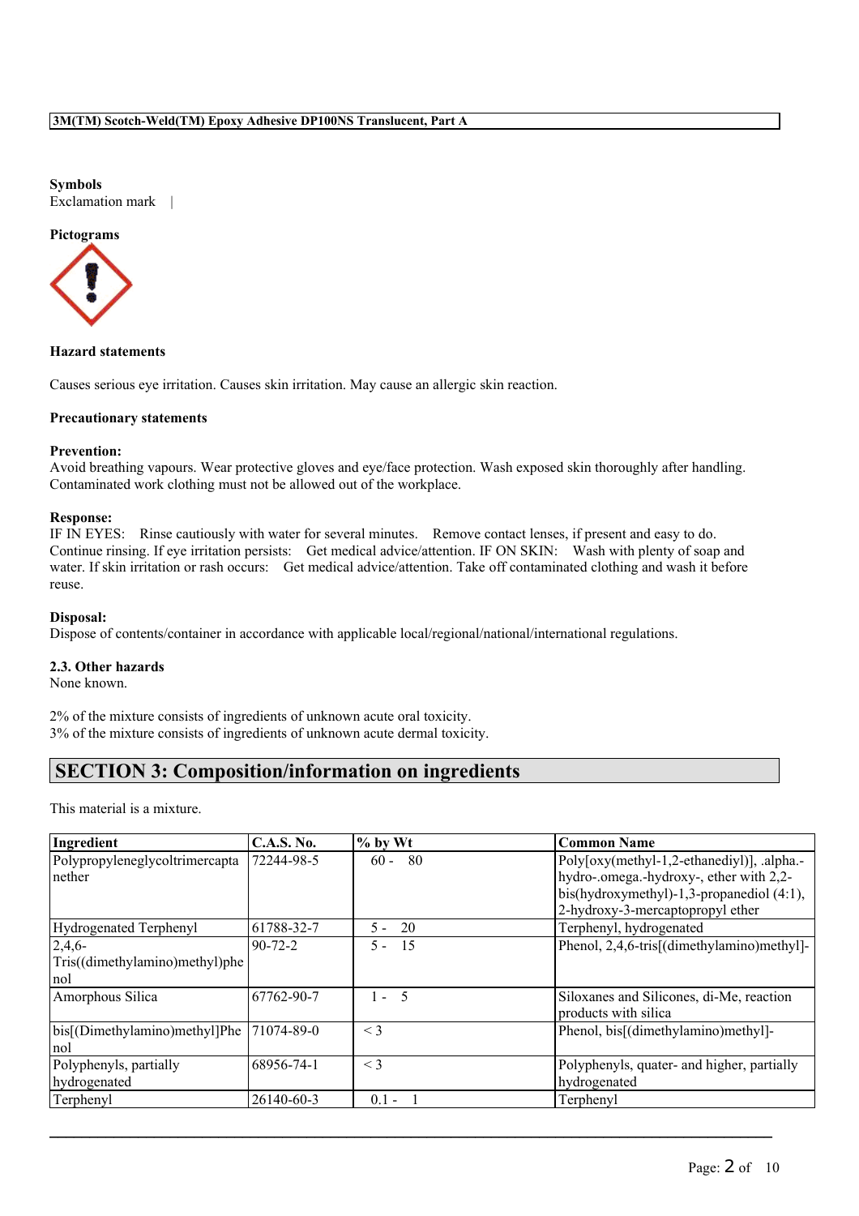**Symbols**

Exclamation mark |

**Pictograms**

**Hazard statements**

Causes serious eye irritation. Causes skin irritation. May cause an allergic skin reaction.

**Precautionary statements**

**Prevention:**

Avoid breathing vapours. Wear protective gloves and eye/face protection. Wash exposed skin thoroughly after handling. Contaminated work clothing must not be allowed out of the workplace.

**Response:**

IF IN EYES: Rinse cautiously with water for several minutes. Remove contact lenses, if present and easy to do. Continue rinsing. If eye irritation persists: Get medical advice/attention. IF ON SKIN: Wash with plenty of soap and water. If skin irritation or rash occurs: Get medical advice/attention. Take off contaminated clothing and wash it before reuse.

**Disposal:**

Dispose of contents/container in accordance with applicable local/regional/national/international regulations.

**2.3. Other hazards**

None known.

2% of the mixture consists of ingredients of unknown acute oral toxicity.
3% of the mixture consists of ingredients of unknown acute dermal toxicity.

## SECTION 3: Composition/information on ingredients

This material is a mixture.

| Ingredient | C.A.S. No. | % by Wt | Common Name |
|---|---|---|---|
| Polypropyleneglycoltrimercaptanether | 72244-98-5 | 60 - 80 | Poly[oxy(methyl-1,2-ethanediyl)], .alpha.-hydro-.omega.-hydroxy-, ether with 2,2-bis(hydroxymethyl)-1,3-propanediol (4:1), 2-hydroxy-3-mercaptopropyl ether |
| Hydrogenated Terphenyl | 61788-32-7 | 5 - 20 | Terphenyl, hydrogenated |
| 2,4,6-Tris((dimethylamino)methyl)phenol | 90-72-2 | 5 - 15 | Phenol, 2,4,6-tris[(dimethylamino)methyl]- |
| Amorphous Silica | 67762-90-7 | 1 - 5 | Siloxanes and Silicones, di-Me, reaction products with silica |
| bis[(Dimethylamino)methyl]Phenol | 71074-89-0 | < 3 | Phenol, bis[(dimethylamino)methyl]- |
| Polyphenyls, partially hydrogenated | 68956-74-1 | < 3 | Polyphenyls, quater- and higher, partially hydrogenated |
| Terphenyl | 26140-60-3 | 0.1 - 1 | Terphenyl |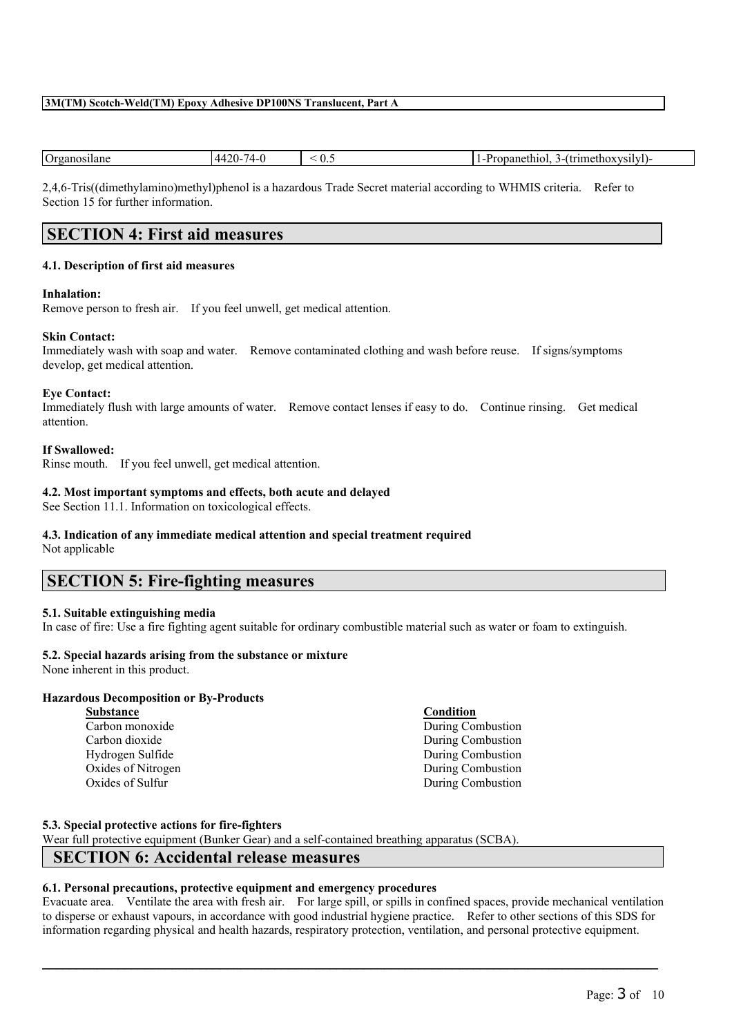| Organosilane | 4420-74-0 | < 0.5 | 1-Propanethiol, 3-(trimethoxysilyl)- |
|---|---|---|---|

2,4,6-Tris((dimethylamino)methyl)phenol is a hazardous Trade Secret material according to WHMIS criteria. Refer to Section 15 for further information.

## SECTION 4: First aid measures

### 4.1. Description of first aid measures

**Inhalation:**
Remove person to fresh air. If you feel unwell, get medical attention.

**Skin Contact:**
Immediately wash with soap and water. Remove contaminated clothing and wash before reuse. If signs/symptoms develop, get medical attention.

**Eye Contact:**
Immediately flush with large amounts of water. Remove contact lenses if easy to do. Continue rinsing. Get medical attention.

**If Swallowed:**
Rinse mouth. If you feel unwell, get medical attention.

### 4.2. Most important symptoms and effects, both acute and delayed

See Section 11.1. Information on toxicological effects.

### 4.3. Indication of any immediate medical attention and special treatment required

Not applicable

## SECTION 5: Fire-fighting measures

### 5.1. Suitable extinguishing media

In case of fire: Use a fire fighting agent suitable for ordinary combustible material such as water or foam to extinguish.

### 5.2. Special hazards arising from the substance or mixture

None inherent in this product.

**Hazardous Decomposition or By-Products**

| Substance | Condition |
|---|---|
| Carbon monoxide | During Combustion |
| Carbon dioxide | During Combustion |
| Hydrogen Sulfide | During Combustion |
| Oxides of Nitrogen | During Combustion |
| Oxides of Sulfur | During Combustion |

### 5.3. Special protective actions for fire-fighters

Wear full protective equipment (Bunker Gear) and a self-contained breathing apparatus (SCBA).

## SECTION 6: Accidental release measures

### 6.1. Personal precautions, protective equipment and emergency procedures

Evacuate area. Ventilate the area with fresh air. For large spill, or spills in confined spaces, provide mechanical ventilation to disperse or exhaust vapours, in accordance with good industrial hygiene practice. Refer to other sections of this SDS for information regarding physical and health hazards, respiratory protection, ventilation, and personal protective equipment.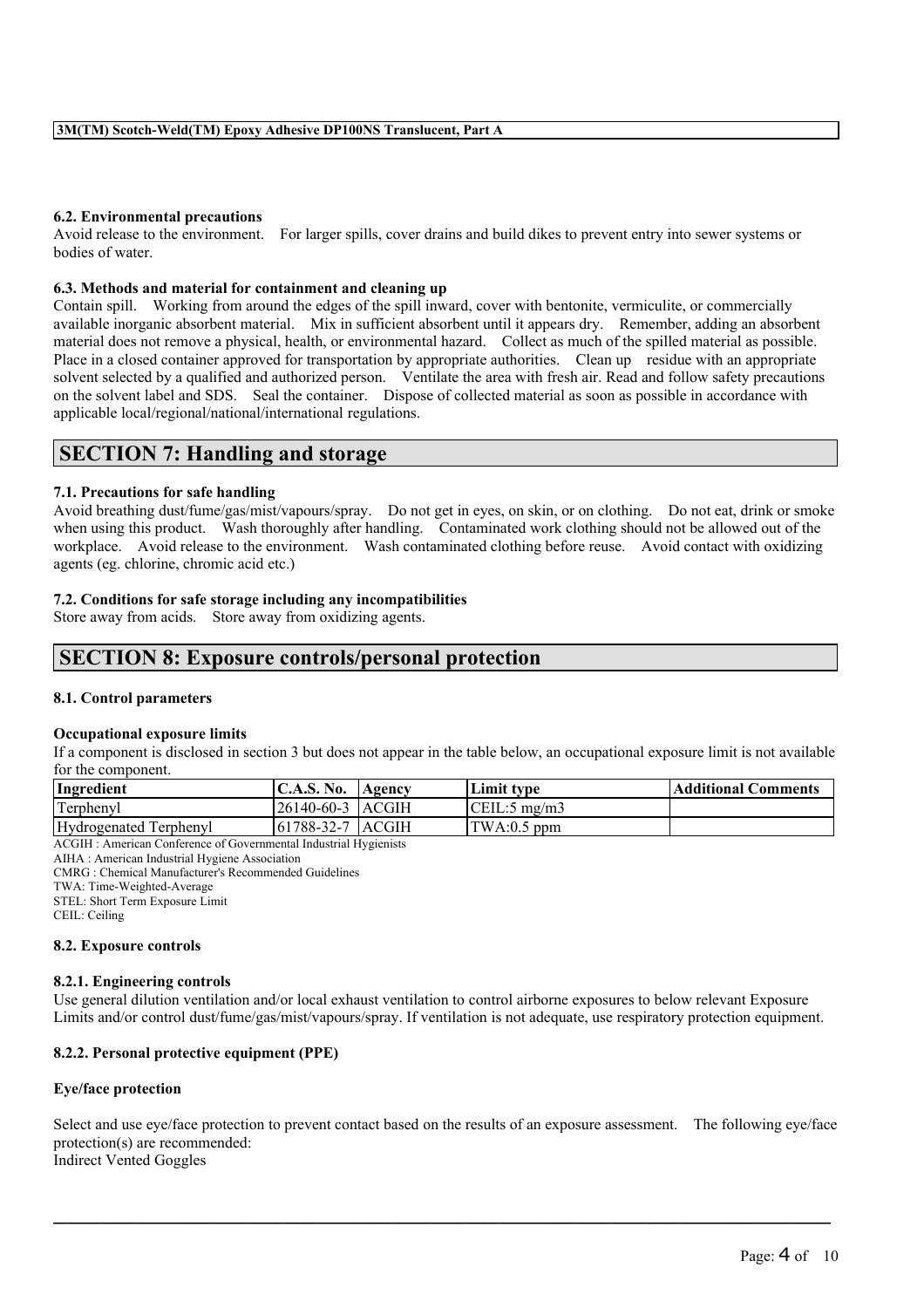### 6.2. Environmental precautions

Avoid release to the environment. For larger spills, cover drains and build dikes to prevent entry into sewer systems or bodies of water.

### 6.3. Methods and material for containment and cleaning up

Contain spill. Working from around the edges of the spill inward, cover with bentonite, vermiculite, or commercially available inorganic absorbent material. Mix in sufficient absorbent until it appears dry. Remember, adding an absorbent material does not remove a physical, health, or environmental hazard. Collect as much of the spilled material as possible. Place in a closed container approved for transportation by appropriate authorities. Clean up residue with an appropriate solvent selected by a qualified and authorized person. Ventilate the area with fresh air. Read and follow safety precautions on the solvent label and SDS. Seal the container. Dispose of collected material as soon as possible in accordance with applicable local/regional/national/international regulations.

## SECTION 7: Handling and storage

### 7.1. Precautions for safe handling

Avoid breathing dust/fume/gas/mist/vapours/spray. Do not get in eyes, on skin, or on clothing. Do not eat, drink or smoke when using this product. Wash thoroughly after handling. Contaminated work clothing should not be allowed out of the workplace. Avoid release to the environment. Wash contaminated clothing before reuse. Avoid contact with oxidizing agents (eg. chlorine, chromic acid etc.)

### 7.2. Conditions for safe storage including any incompatibilities

Store away from acids. Store away from oxidizing agents.

## SECTION 8: Exposure controls/personal protection

### 8.1. Control parameters

**Occupational exposure limits**

If a component is disclosed in section 3 but does not appear in the table below, an occupational exposure limit is not available for the component.

| Ingredient | C.A.S. No. | Agency | Limit type | Additional Comments |
|---|---|---|---|---|
| Terphenyl | 26140-60-3 | ACGIH | CEIL:5 mg/m3 | |
| Hydrogenated Terphenyl | 61788-32-7 | ACGIH | TWA:0.5 ppm | |

ACGIH : American Conference of Governmental Industrial Hygienists
AIHA : American Industrial Hygiene Association
CMRG : Chemical Manufacturer's Recommended Guidelines
TWA: Time-Weighted-Average
STEL: Short Term Exposure Limit
CEIL: Ceiling

### 8.2. Exposure controls

#### 8.2.1. Engineering controls

Use general dilution ventilation and/or local exhaust ventilation to control airborne exposures to below relevant Exposure Limits and/or control dust/fume/gas/mist/vapours/spray. If ventilation is not adequate, use respiratory protection equipment.

#### 8.2.2. Personal protective equipment (PPE)

**Eye/face protection**

Select and use eye/face protection to prevent contact based on the results of an exposure assessment. The following eye/face protection(s) are recommended:
Indirect Vented Goggles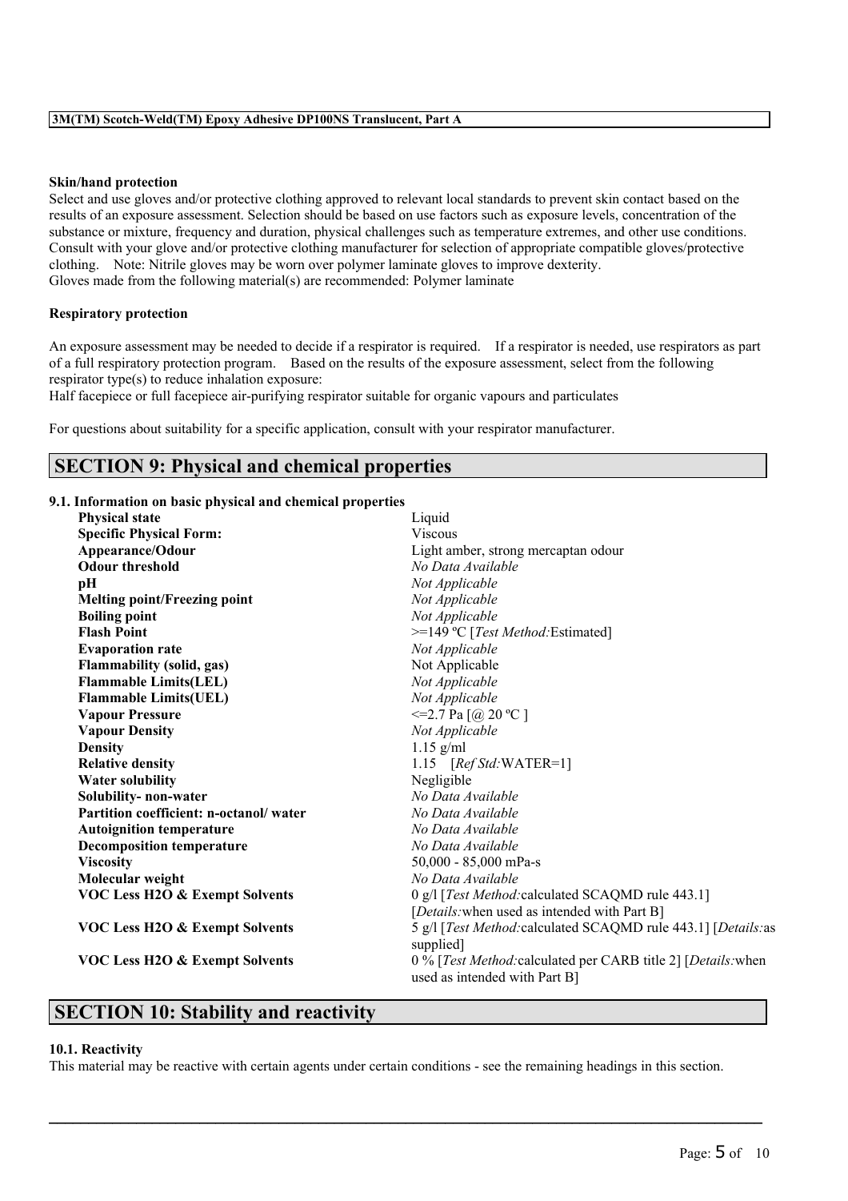**Skin/hand protection**

Select and use gloves and/or protective clothing approved to relevant local standards to prevent skin contact based on the results of an exposure assessment. Selection should be based on use factors such as exposure levels, concentration of the substance or mixture, frequency and duration, physical challenges such as temperature extremes, and other use conditions. Consult with your glove and/or protective clothing manufacturer for selection of appropriate compatible gloves/protective clothing. Note: Nitrile gloves may be worn over polymer laminate gloves to improve dexterity.
Gloves made from the following material(s) are recommended: Polymer laminate

**Respiratory protection**

An exposure assessment may be needed to decide if a respirator is required. If a respirator is needed, use respirators as part of a full respiratory protection program. Based on the results of the exposure assessment, select from the following respirator type(s) to reduce inhalation exposure:
Half facepiece or full facepiece air-purifying respirator suitable for organic vapours and particulates

For questions about suitability for a specific application, consult with your respirator manufacturer.

## SECTION 9: Physical and chemical properties

### 9.1. Information on basic physical and chemical properties

| | |
|---|---|
| **Physical state** | Liquid |
| **Specific Physical Form:** | Viscous |
| **Appearance/Odour** | Light amber, strong mercaptan odour |
| **Odour threshold** | *No Data Available* |
| **pH** | *Not Applicable* |
| **Melting point/Freezing point** | *Not Applicable* |
| **Boiling point** | *Not Applicable* |
| **Flash Point** | >=149 ºC [*Test Method:*Estimated] |
| **Evaporation rate** | *Not Applicable* |
| **Flammability (solid, gas)** | Not Applicable |
| **Flammable Limits(LEL)** | *Not Applicable* |
| **Flammable Limits(UEL)** | *Not Applicable* |
| **Vapour Pressure** | <=2.7 Pa [@ 20 ºC ] |
| **Vapour Density** | *Not Applicable* |
| **Density** | 1.15 g/ml |
| **Relative density** | 1.15 [*Ref Std:*WATER=1] |
| **Water solubility** | Negligible |
| **Solubility- non-water** | *No Data Available* |
| **Partition coefficient: n-octanol/ water** | *No Data Available* |
| **Autoignition temperature** | *No Data Available* |
| **Decomposition temperature** | *No Data Available* |
| **Viscosity** | 50,000 - 85,000 mPa-s |
| **Molecular weight** | *No Data Available* |
| **VOC Less H2O & Exempt Solvents** | 0 g/l [*Test Method:*calculated SCAQMD rule 443.1] [*Details:*when used as intended with Part B] |
| **VOC Less H2O & Exempt Solvents** | 5 g/l [*Test Method:*calculated SCAQMD rule 443.1] [*Details:*as supplied] |
| **VOC Less H2O & Exempt Solvents** | 0 % [*Test Method:*calculated per CARB title 2] [*Details:*when used as intended with Part B] |

## SECTION 10: Stability and reactivity

### 10.1. Reactivity

This material may be reactive with certain agents under certain conditions - see the remaining headings in this section.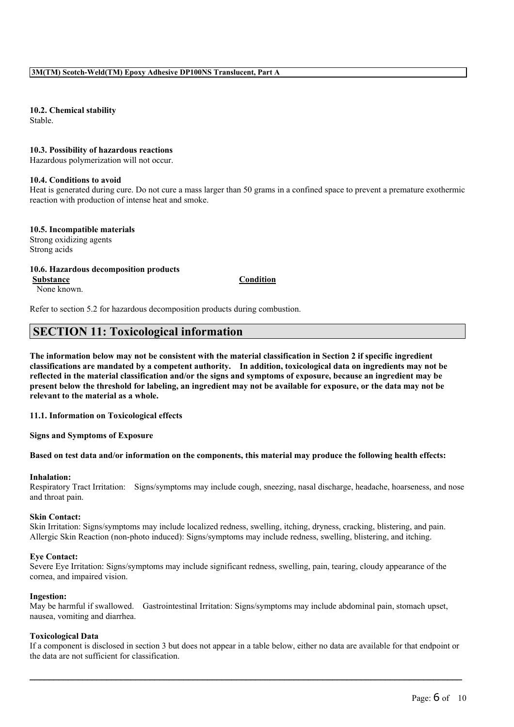**10.2. Chemical stability**
Stable.

**10.3. Possibility of hazardous reactions**
Hazardous polymerization will not occur.

**10.4. Conditions to avoid**
Heat is generated during cure. Do not cure a mass larger than 50 grams in a confined space to prevent a premature exothermic reaction with production of intense heat and smoke.

**10.5. Incompatible materials**
Strong oxidizing agents
Strong acids

**10.6. Hazardous decomposition products**

| Substance | Condition |
|---|---|
| None known. | |

Refer to section 5.2 for hazardous decomposition products during combustion.

## SECTION 11: Toxicological information

**The information below may not be consistent with the material classification in Section 2 if specific ingredient classifications are mandated by a competent authority. In addition, toxicological data on ingredients may not be reflected in the material classification and/or the signs and symptoms of exposure, because an ingredient may be present below the threshold for labeling, an ingredient may not be available for exposure, or the data may not be relevant to the material as a whole.**

**11.1. Information on Toxicological effects**

**Signs and Symptoms of Exposure**

**Based on test data and/or information on the components, this material may produce the following health effects:**

**Inhalation:**
Respiratory Tract Irritation: Signs/symptoms may include cough, sneezing, nasal discharge, headache, hoarseness, and nose and throat pain.

**Skin Contact:**
Skin Irritation: Signs/symptoms may include localized redness, swelling, itching, dryness, cracking, blistering, and pain.
Allergic Skin Reaction (non-photo induced): Signs/symptoms may include redness, swelling, blistering, and itching.

**Eye Contact:**
Severe Eye Irritation: Signs/symptoms may include significant redness, swelling, pain, tearing, cloudy appearance of the cornea, and impaired vision.

**Ingestion:**
May be harmful if swallowed. Gastrointestinal Irritation: Signs/symptoms may include abdominal pain, stomach upset, nausea, vomiting and diarrhea.

**Toxicological Data**
If a component is disclosed in section 3 but does not appear in a table below, either no data are available for that endpoint or the data are not sufficient for classification.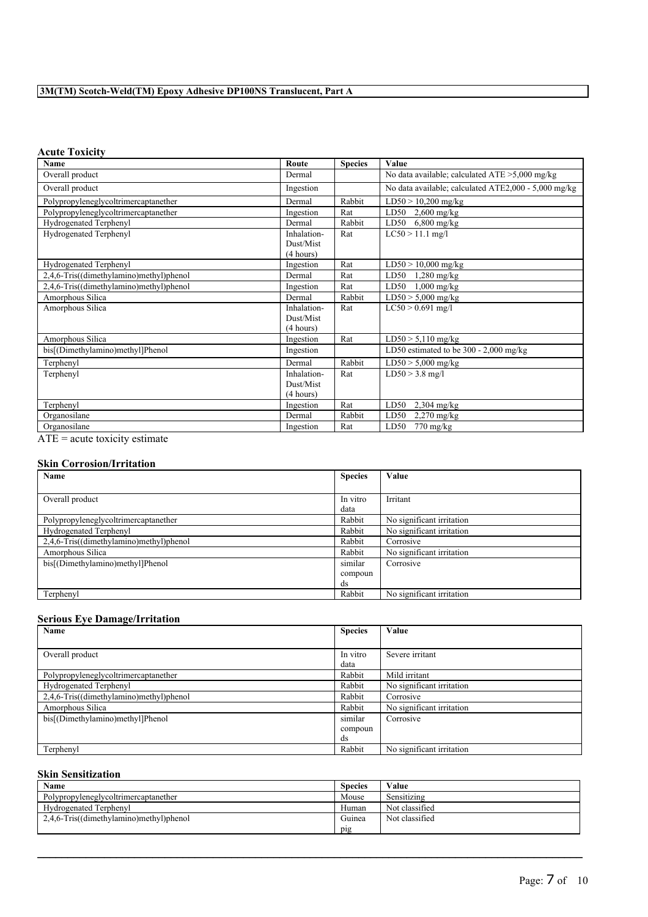## Acute Toxicity

| Name | Route | Species | Value |
|---|---|---|---|
| Overall product | Dermal | | No data available; calculated ATE >5,000 mg/kg |
| Overall product | Ingestion | | No data available; calculated ATE2,000 - 5,000 mg/kg |
| Polypropyleneglycoltrimercaptanether | Dermal | Rabbit | LD50 > 10,200 mg/kg |
| Polypropyleneglycoltrimercaptanether | Ingestion | Rat | LD50 2,600 mg/kg |
| Hydrogenated Terphenyl | Dermal | Rabbit | LD50 6,800 mg/kg |
| Hydrogenated Terphenyl | Inhalation-Dust/Mist (4 hours) | Rat | LC50 > 11.1 mg/l |
| Hydrogenated Terphenyl | Ingestion | Rat | LD50 > 10,000 mg/kg |
| 2,4,6-Tris((dimethylamino)methyl)phenol | Dermal | Rat | LD50 1,280 mg/kg |
| 2,4,6-Tris((dimethylamino)methyl)phenol | Ingestion | Rat | LD50 1,000 mg/kg |
| Amorphous Silica | Dermal | Rabbit | LD50 > 5,000 mg/kg |
| Amorphous Silica | Inhalation-Dust/Mist (4 hours) | Rat | LC50 > 0.691 mg/l |
| Amorphous Silica | Ingestion | Rat | LD50 > 5,110 mg/kg |
| bis[(Dimethylamino)methyl]Phenol | Ingestion | | LD50 estimated to be 300 - 2,000 mg/kg |
| Terphenyl | Dermal | Rabbit | LD50 > 5,000 mg/kg |
| Terphenyl | Inhalation-Dust/Mist (4 hours) | Rat | LD50 > 3.8 mg/l |
| Terphenyl | Ingestion | Rat | LD50 2,304 mg/kg |
| Organosilane | Dermal | Rabbit | LD50 2,270 mg/kg |
| Organosilane | Ingestion | Rat | LD50 770 mg/kg |

ATE = acute toxicity estimate

## Skin Corrosion/Irritation

| Name | Species | Value |
|---|---|---|
| Overall product | In vitro data | Irritant |
| Polypropyleneglycoltrimercaptanether | Rabbit | No significant irritation |
| Hydrogenated Terphenyl | Rabbit | No significant irritation |
| 2,4,6-Tris((dimethylamino)methyl)phenol | Rabbit | Corrosive |
| Amorphous Silica | Rabbit | No significant irritation |
| bis[(Dimethylamino)methyl]Phenol | similar compounds | Corrosive |
| Terphenyl | Rabbit | No significant irritation |

## Serious Eye Damage/Irritation

| Name | Species | Value |
|---|---|---|
| Overall product | In vitro data | Severe irritant |
| Polypropyleneglycoltrimercaptanether | Rabbit | Mild irritant |
| Hydrogenated Terphenyl | Rabbit | No significant irritation |
| 2,4,6-Tris((dimethylamino)methyl)phenol | Rabbit | Corrosive |
| Amorphous Silica | Rabbit | No significant irritation |
| bis[(Dimethylamino)methyl]Phenol | similar compounds | Corrosive |
| Terphenyl | Rabbit | No significant irritation |

## Skin Sensitization

| Name | Species | Value |
|---|---|---|
| Polypropyleneglycoltrimercaptanether | Mouse | Sensitizing |
| Hydrogenated Terphenyl | Human | Not classified |
| 2,4,6-Tris((dimethylamino)methyl)phenol | Guinea pig | Not classified |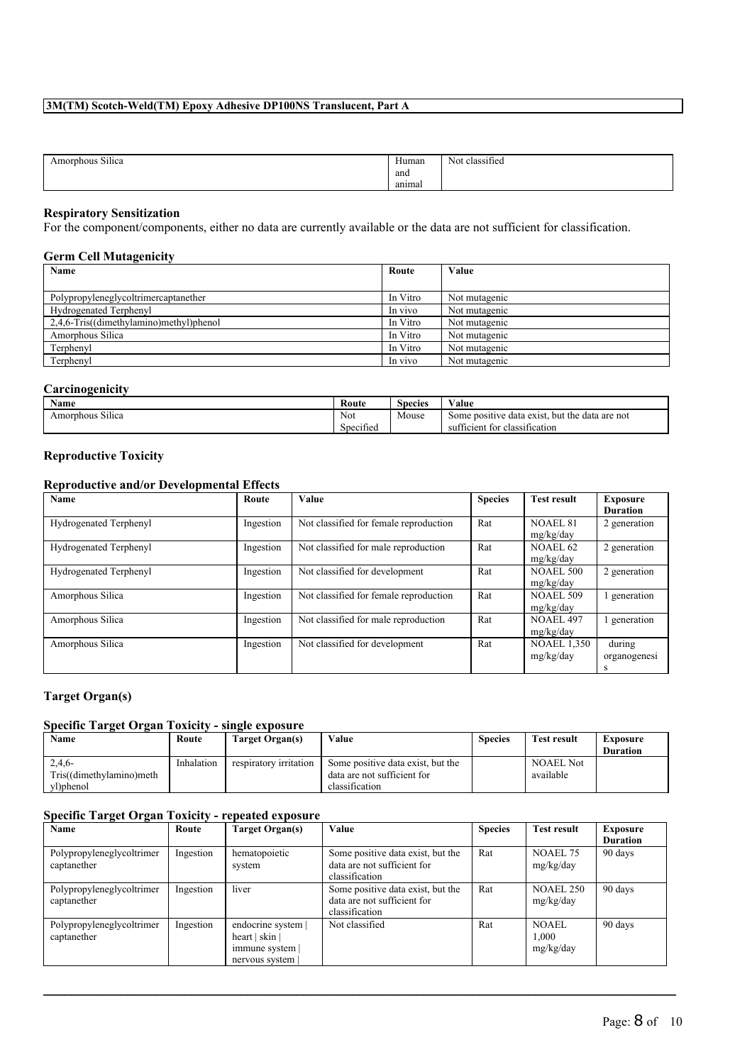| Amorphous Silica | Human and animal | Not classified |
|---|---|---|

### Respiratory Sensitization

For the component/components, either no data are currently available or the data are not sufficient for classification.

### Germ Cell Mutagenicity

| Name | Route | Value |
|---|---|---|
| Polypropyleneglycoltrimercaptanether | In Vitro | Not mutagenic |
| Hydrogenated Terphenyl | In vivo | Not mutagenic |
| 2,4,6-Tris((dimethylamino)methyl)phenol | In Vitro | Not mutagenic |
| Amorphous Silica | In Vitro | Not mutagenic |
| Terphenyl | In Vitro | Not mutagenic |
| Terphenyl | In vivo | Not mutagenic |

### Carcinogenicity

| Name | Route | Species | Value |
|---|---|---|---|
| Amorphous Silica | Not Specified | Mouse | Some positive data exist, but the data are not sufficient for classification |

### Reproductive Toxicity

### Reproductive and/or Developmental Effects

| Name | Route | Value | Species | Test result | Exposure Duration |
|---|---|---|---|---|---|
| Hydrogenated Terphenyl | Ingestion | Not classified for female reproduction | Rat | NOAEL 81 mg/kg/day | 2 generation |
| Hydrogenated Terphenyl | Ingestion | Not classified for male reproduction | Rat | NOAEL 62 mg/kg/day | 2 generation |
| Hydrogenated Terphenyl | Ingestion | Not classified for development | Rat | NOAEL 500 mg/kg/day | 2 generation |
| Amorphous Silica | Ingestion | Not classified for female reproduction | Rat | NOAEL 509 mg/kg/day | 1 generation |
| Amorphous Silica | Ingestion | Not classified for male reproduction | Rat | NOAEL 497 mg/kg/day | 1 generation |
| Amorphous Silica | Ingestion | Not classified for development | Rat | NOAEL 1,350 mg/kg/day | during organogenesis |

### Target Organ(s)

### Specific Target Organ Toxicity - single exposure

| Name | Route | Target Organ(s) | Value | Species | Test result | Exposure Duration |
|---|---|---|---|---|---|---|
| 2,4,6-Tris((dimethylamino)methyl)phenol | Inhalation | respiratory irritation | Some positive data exist, but the data are not sufficient for classification | | NOAEL Not available | |

### Specific Target Organ Toxicity - repeated exposure

| Name | Route | Target Organ(s) | Value | Species | Test result | Exposure Duration |
|---|---|---|---|---|---|---|
| Polypropyleneglycoltrimercaptanether | Ingestion | hematopoietic system | Some positive data exist, but the data are not sufficient for classification | Rat | NOAEL 75 mg/kg/day | 90 days |
| Polypropyleneglycoltrimercaptanether | Ingestion | liver | Some positive data exist, but the data are not sufficient for classification | Rat | NOAEL 250 mg/kg/day | 90 days |
| Polypropyleneglycoltrimercaptanether | Ingestion | endocrine system \| heart \| skin \| immune system \| nervous system \| | Not classified | Rat | NOAEL 1,000 mg/kg/day | 90 days |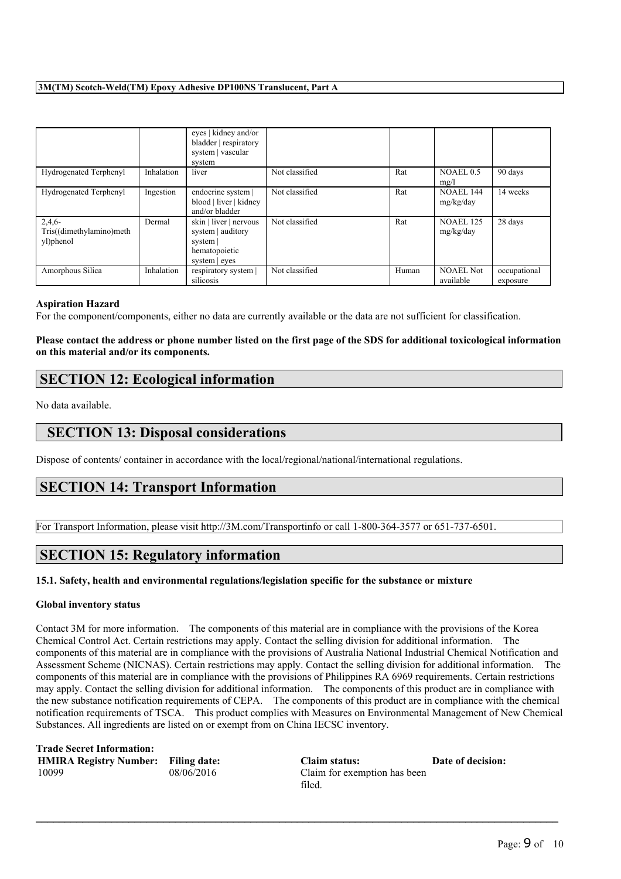|  |  | eyes \| kidney and/or bladder \| respiratory system \| vascular system |  |  |  |  |
| --- | --- | --- | --- | --- | --- | --- |
| Hydrogenated Terphenyl | Inhalation | liver | Not classified | Rat | NOAEL 0.5 mg/l | 90 days |
| Hydrogenated Terphenyl | Ingestion | endocrine system \| blood \| liver \| kidney and/or bladder | Not classified | Rat | NOAEL 144 mg/kg/day | 14 weeks |
| 2,4,6-Tris((dimethylamino)methyl)phenol | Dermal | skin \| liver \| nervous system \| auditory system \| hematopoietic system \| eyes | Not classified | Rat | NOAEL 125 mg/kg/day | 28 days |
| Amorphous Silica | Inhalation | respiratory system \| silicosis | Not classified | Human | NOAEL Not available | occupational exposure |

**Aspiration Hazard**

For the component/components, either no data are currently available or the data are not sufficient for classification.

**Please contact the address or phone number listed on the first page of the SDS for additional toxicological information on this material and/or its components.**

## SECTION 12: Ecological information

No data available.

## SECTION 13: Disposal considerations

Dispose of contents/ container in accordance with the local/regional/national/international regulations.

## SECTION 14: Transport Information

For Transport Information, please visit http://3M.com/Transportinfo or call 1-800-364-3577 or 651-737-6501.

## SECTION 15: Regulatory information

#### 15.1. Safety, health and environmental regulations/legislation specific for the substance or mixture

**Global inventory status**

Contact 3M for more information. The components of this material are in compliance with the provisions of the Korea Chemical Control Act. Certain restrictions may apply. Contact the selling division for additional information. The components of this material are in compliance with the provisions of Australia National Industrial Chemical Notification and Assessment Scheme (NICNAS). Certain restrictions may apply. Contact the selling division for additional information. The components of this material are in compliance with the provisions of Philippines RA 6969 requirements. Certain restrictions may apply. Contact the selling division for additional information. The components of this product are in compliance with the new substance notification requirements of CEPA. The components of this product are in compliance with the chemical notification requirements of TSCA. This product complies with Measures on Environmental Management of New Chemical Substances. All ingredients are listed on or exempt from on China IECSC inventory.

**Trade Secret Information:**

| HMIRA Registry Number: | Filing date: | Claim status: | Date of decision: |
| --- | --- | --- | --- |
| 10099 | 08/06/2016 | Claim for exemption has been filed. |  |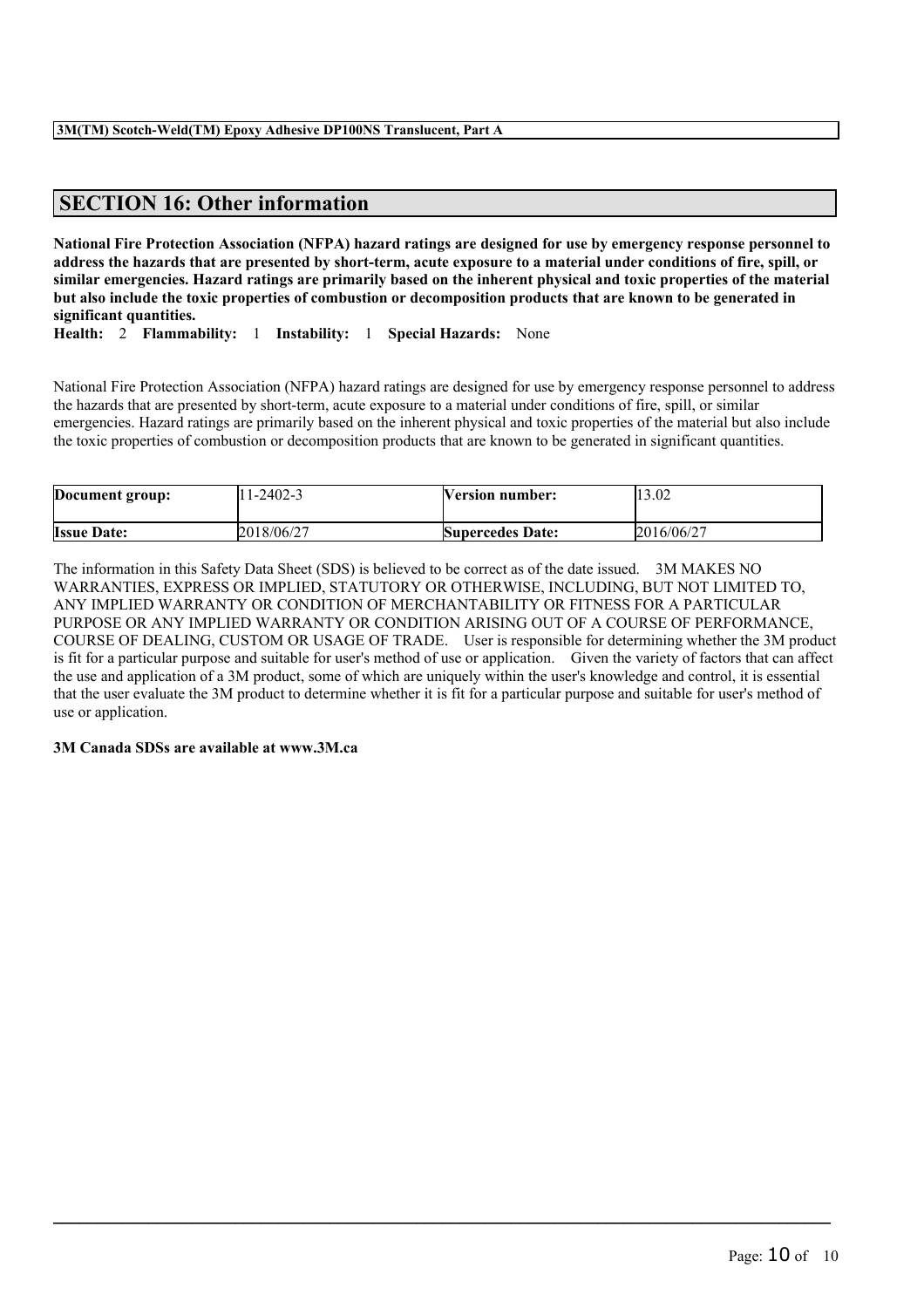## SECTION 16: Other information

**National Fire Protection Association (NFPA) hazard ratings are designed for use by emergency response personnel to address the hazards that are presented by short-term, acute exposure to a material under conditions of fire, spill, or similar emergencies. Hazard ratings are primarily based on the inherent physical and toxic properties of the material but also include the toxic properties of combustion or decomposition products that are known to be generated in significant quantities.**

**Health:** 2 **Flammability:** 1 **Instability:** 1 **Special Hazards:** None

National Fire Protection Association (NFPA) hazard ratings are designed for use by emergency response personnel to address the hazards that are presented by short-term, acute exposure to a material under conditions of fire, spill, or similar emergencies. Hazard ratings are primarily based on the inherent physical and toxic properties of the material but also include the toxic properties of combustion or decomposition products that are known to be generated in significant quantities.

| **Document group:** | 11-2402-3 | **Version number:** | 13.02 |
|---|---|---|---|
| **Issue Date:** | 2018/06/27 | **Supercedes Date:** | 2016/06/27 |

The information in this Safety Data Sheet (SDS) is believed to be correct as of the date issued. 3M MAKES NO WARRANTIES, EXPRESS OR IMPLIED, STATUTORY OR OTHERWISE, INCLUDING, BUT NOT LIMITED TO, ANY IMPLIED WARRANTY OR CONDITION OF MERCHANTABILITY OR FITNESS FOR A PARTICULAR PURPOSE OR ANY IMPLIED WARRANTY OR CONDITION ARISING OUT OF A COURSE OF PERFORMANCE, COURSE OF DEALING, CUSTOM OR USAGE OF TRADE. User is responsible for determining whether the 3M product is fit for a particular purpose and suitable for user's method of use or application. Given the variety of factors that can affect the use and application of a 3M product, some of which are uniquely within the user's knowledge and control, it is essential that the user evaluate the 3M product to determine whether it is fit for a particular purpose and suitable for user's method of use or application.

**3M Canada SDSs are available at www.3M.ca**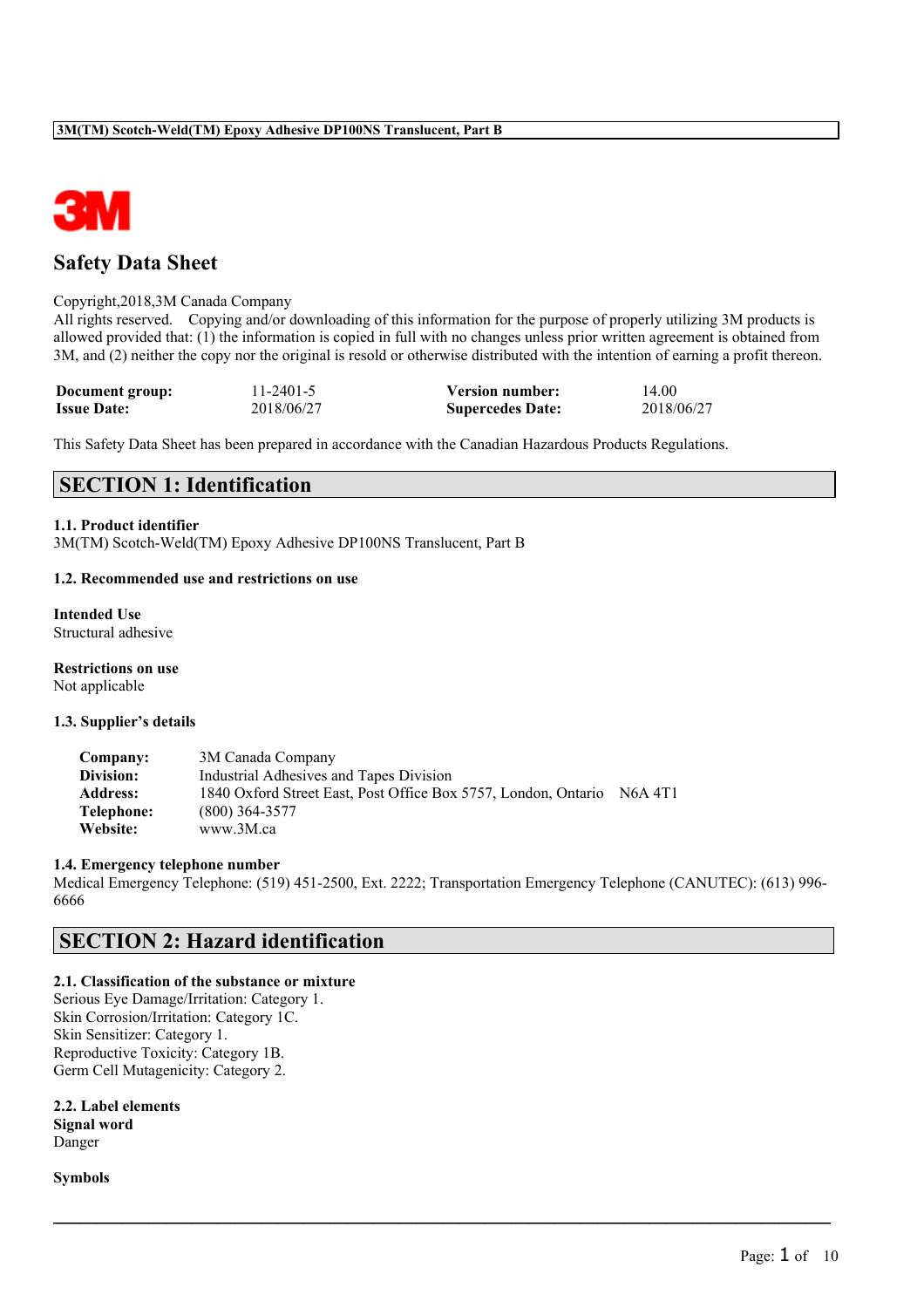# Safety Data Sheet

Copyright,2018,3M Canada Company

All rights reserved. Copying and/or downloading of this information for the purpose of properly utilizing 3M products is allowed provided that: (1) the information is copied in full with no changes unless prior written agreement is obtained from 3M, and (2) neither the copy nor the original is resold or otherwise distributed with the intention of earning a profit thereon.

| | | | |
|---|---|---|---|
| **Document group:** | 11-2401-5 | **Version number:** | 14.00 |
| **Issue Date:** | 2018/06/27 | **Supercedes Date:** | 2018/06/27 |

This Safety Data Sheet has been prepared in accordance with the Canadian Hazardous Products Regulations.

## SECTION 1: Identification

### 1.1. Product identifier

3M(TM) Scotch-Weld(TM) Epoxy Adhesive DP100NS Translucent, Part B

### 1.2. Recommended use and restrictions on use

**Intended Use**

Structural adhesive

**Restrictions on use**

Not applicable

### 1.3. Supplier's details

| | |
|---|---|
| **Company:** | 3M Canada Company |
| **Division:** | Industrial Adhesives and Tapes Division |
| **Address:** | 1840 Oxford Street East, Post Office Box 5757, London, Ontario N6A 4T1 |
| **Telephone:** | (800) 364-3577 |
| **Website:** | www.3M.ca |

### 1.4. Emergency telephone number

Medical Emergency Telephone: (519) 451-2500, Ext. 2222; Transportation Emergency Telephone (CANUTEC): (613) 996-6666

## SECTION 2: Hazard identification

### 2.1. Classification of the substance or mixture

Serious Eye Damage/Irritation: Category 1.
Skin Corrosion/Irritation: Category 1C.
Skin Sensitizer: Category 1.
Reproductive Toxicity: Category 1B.
Germ Cell Mutagenicity: Category 2.

### 2.2. Label elements

**Signal word**

Danger

**Symbols**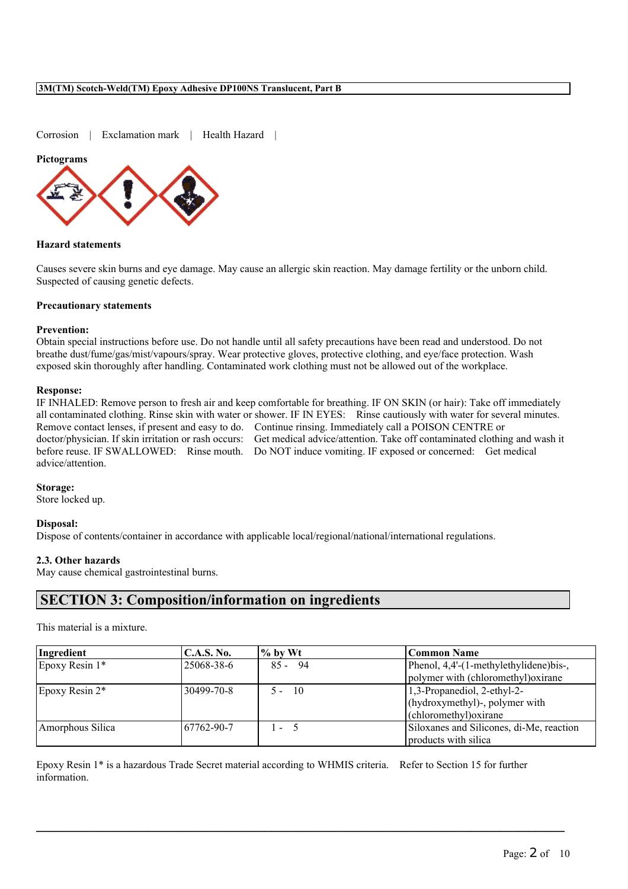Corrosion | Exclamation mark | Health Hazard |

**Pictograms**

**Hazard statements**

Causes severe skin burns and eye damage. May cause an allergic skin reaction. May damage fertility or the unborn child. Suspected of causing genetic defects.

**Precautionary statements**

**Prevention:**
Obtain special instructions before use. Do not handle until all safety precautions have been read and understood. Do not breathe dust/fume/gas/mist/vapours/spray. Wear protective gloves, protective clothing, and eye/face protection. Wash exposed skin thoroughly after handling. Contaminated work clothing must not be allowed out of the workplace.

**Response:**
IF INHALED: Remove person to fresh air and keep comfortable for breathing. IF ON SKIN (or hair): Take off immediately all contaminated clothing. Rinse skin with water or shower. IF IN EYES: Rinse cautiously with water for several minutes. Remove contact lenses, if present and easy to do. Continue rinsing. Immediately call a POISON CENTRE or doctor/physician. If skin irritation or rash occurs: Get medical advice/attention. Take off contaminated clothing and wash it before reuse. IF SWALLOWED: Rinse mouth. Do NOT induce vomiting. IF exposed or concerned: Get medical advice/attention.

**Storage:**
Store locked up.

**Disposal:**
Dispose of contents/container in accordance with applicable local/regional/national/international regulations.

**2.3. Other hazards**
May cause chemical gastrointestinal burns.

## SECTION 3: Composition/information on ingredients

This material is a mixture.

| Ingredient | C.A.S. No. | % by Wt | Common Name |
|---|---|---|---|
| Epoxy Resin 1* | 25068-38-6 | 85 - 94 | Phenol, 4,4'-(1-methylethylidene)bis-, polymer with (chloromethyl)oxirane |
| Epoxy Resin 2* | 30499-70-8 | 5 - 10 | 1,3-Propanediol, 2-ethyl-2-(hydroxymethyl)-, polymer with (chloromethyl)oxirane |
| Amorphous Silica | 67762-90-7 | 1 - 5 | Siloxanes and Silicones, di-Me, reaction products with silica |

Epoxy Resin 1* is a hazardous Trade Secret material according to WHMIS criteria. Refer to Section 15 for further information.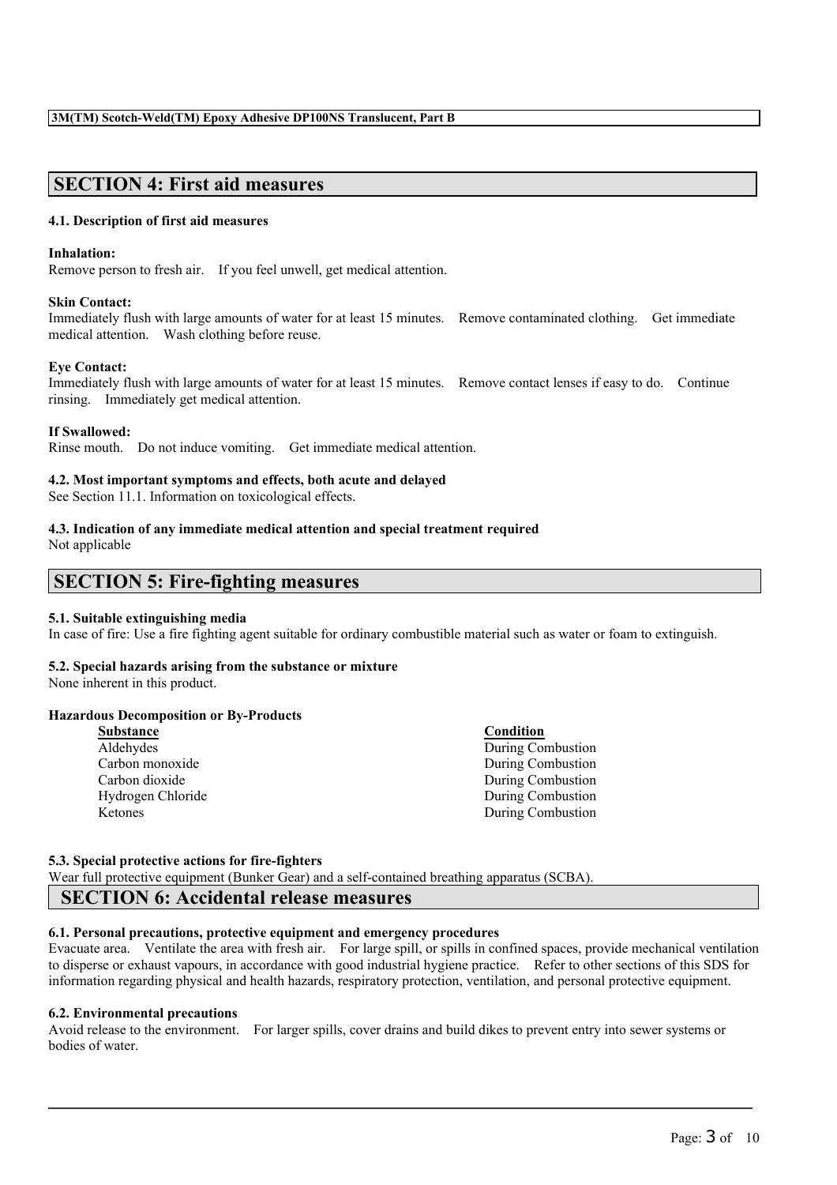## SECTION 4: First aid measures

### 4.1. Description of first aid measures

**Inhalation:**
Remove person to fresh air. If you feel unwell, get medical attention.

**Skin Contact:**
Immediately flush with large amounts of water for at least 15 minutes. Remove contaminated clothing. Get immediate medical attention. Wash clothing before reuse.

**Eye Contact:**
Immediately flush with large amounts of water for at least 15 minutes. Remove contact lenses if easy to do. Continue rinsing. Immediately get medical attention.

**If Swallowed:**
Rinse mouth. Do not induce vomiting. Get immediate medical attention.

### 4.2. Most important symptoms and effects, both acute and delayed
See Section 11.1. Information on toxicological effects.

### 4.3. Indication of any immediate medical attention and special treatment required
Not applicable

## SECTION 5: Fire-fighting measures

### 5.1. Suitable extinguishing media
In case of fire: Use a fire fighting agent suitable for ordinary combustible material such as water or foam to extinguish.

### 5.2. Special hazards arising from the substance or mixture
None inherent in this product.

**Hazardous Decomposition or By-Products**

| Substance | Condition |
|---|---|
| Aldehydes | During Combustion |
| Carbon monoxide | During Combustion |
| Carbon dioxide | During Combustion |
| Hydrogen Chloride | During Combustion |
| Ketones | During Combustion |

### 5.3. Special protective actions for fire-fighters
Wear full protective equipment (Bunker Gear) and a self-contained breathing apparatus (SCBA).

## SECTION 6: Accidental release measures

### 6.1. Personal precautions, protective equipment and emergency procedures
Evacuate area. Ventilate the area with fresh air. For large spill, or spills in confined spaces, provide mechanical ventilation to disperse or exhaust vapours, in accordance with good industrial hygiene practice. Refer to other sections of this SDS for information regarding physical and health hazards, respiratory protection, ventilation, and personal protective equipment.

### 6.2. Environmental precautions
Avoid release to the environment. For larger spills, cover drains and build dikes to prevent entry into sewer systems or bodies of water.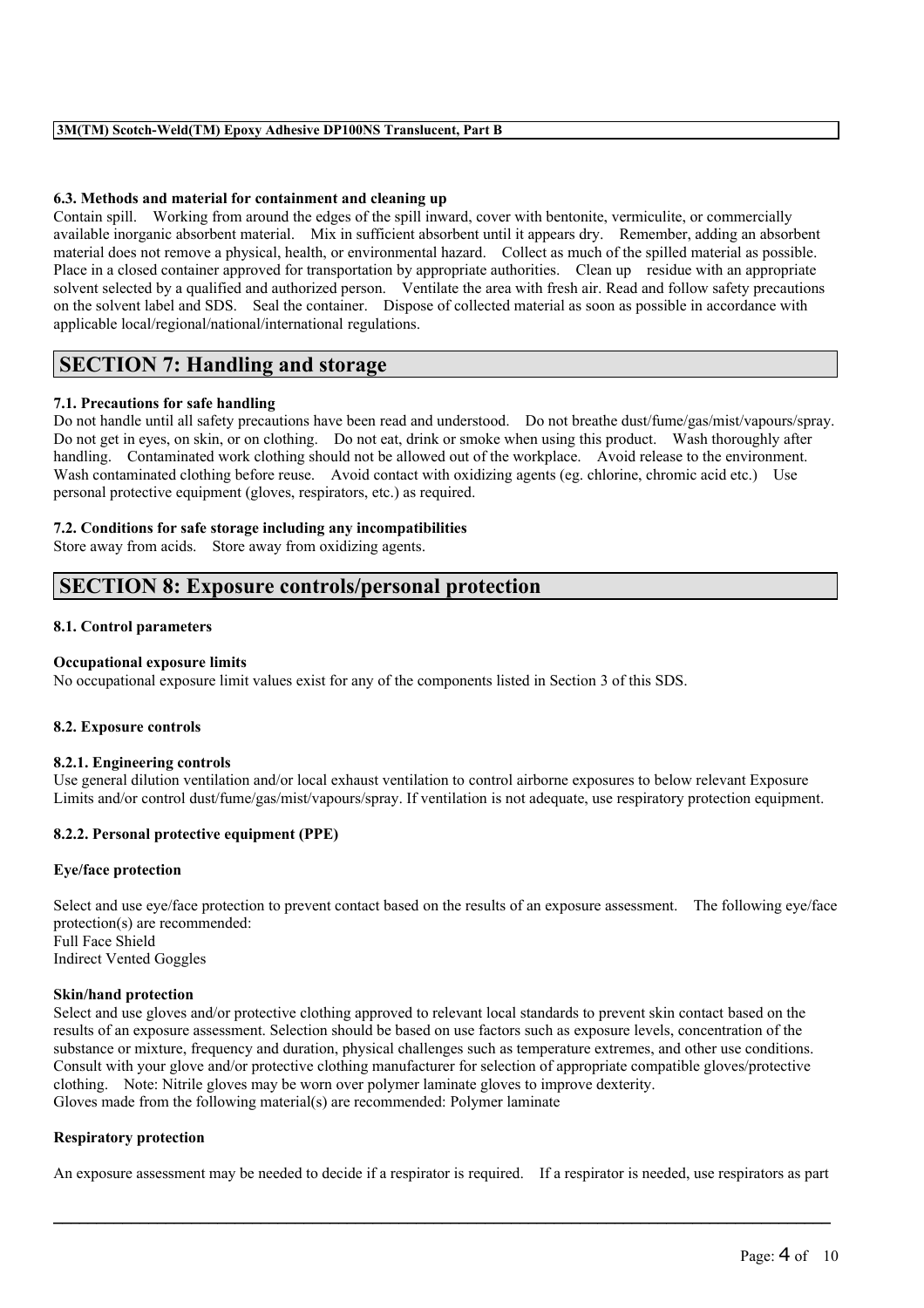#### 6.3. Methods and material for containment and cleaning up

Contain spill. Working from around the edges of the spill inward, cover with bentonite, vermiculite, or commercially available inorganic absorbent material. Mix in sufficient absorbent until it appears dry. Remember, adding an absorbent material does not remove a physical, health, or environmental hazard. Collect as much of the spilled material as possible. Place in a closed container approved for transportation by appropriate authorities. Clean up residue with an appropriate solvent selected by a qualified and authorized person. Ventilate the area with fresh air. Read and follow safety precautions on the solvent label and SDS. Seal the container. Dispose of collected material as soon as possible in accordance with applicable local/regional/national/international regulations.

## SECTION 7: Handling and storage

#### 7.1. Precautions for safe handling

Do not handle until all safety precautions have been read and understood. Do not breathe dust/fume/gas/mist/vapours/spray. Do not get in eyes, on skin, or on clothing. Do not eat, drink or smoke when using this product. Wash thoroughly after handling. Contaminated work clothing should not be allowed out of the workplace. Avoid release to the environment. Wash contaminated clothing before reuse. Avoid contact with oxidizing agents (eg. chlorine, chromic acid etc.) Use personal protective equipment (gloves, respirators, etc.) as required.

#### 7.2. Conditions for safe storage including any incompatibilities

Store away from acids. Store away from oxidizing agents.

## SECTION 8: Exposure controls/personal protection

#### 8.1. Control parameters

**Occupational exposure limits**

No occupational exposure limit values exist for any of the components listed in Section 3 of this SDS.

#### 8.2. Exposure controls

#### 8.2.1. Engineering controls

Use general dilution ventilation and/or local exhaust ventilation to control airborne exposures to below relevant Exposure Limits and/or control dust/fume/gas/mist/vapours/spray. If ventilation is not adequate, use respiratory protection equipment.

#### 8.2.2. Personal protective equipment (PPE)

**Eye/face protection**

Select and use eye/face protection to prevent contact based on the results of an exposure assessment. The following eye/face protection(s) are recommended:
Full Face Shield
Indirect Vented Goggles

**Skin/hand protection**

Select and use gloves and/or protective clothing approved to relevant local standards to prevent skin contact based on the results of an exposure assessment. Selection should be based on use factors such as exposure levels, concentration of the substance or mixture, frequency and duration, physical challenges such as temperature extremes, and other use conditions. Consult with your glove and/or protective clothing manufacturer for selection of appropriate compatible gloves/protective clothing. Note: Nitrile gloves may be worn over polymer laminate gloves to improve dexterity.
Gloves made from the following material(s) are recommended: Polymer laminate

**Respiratory protection**

An exposure assessment may be needed to decide if a respirator is required. If a respirator is needed, use respirators as part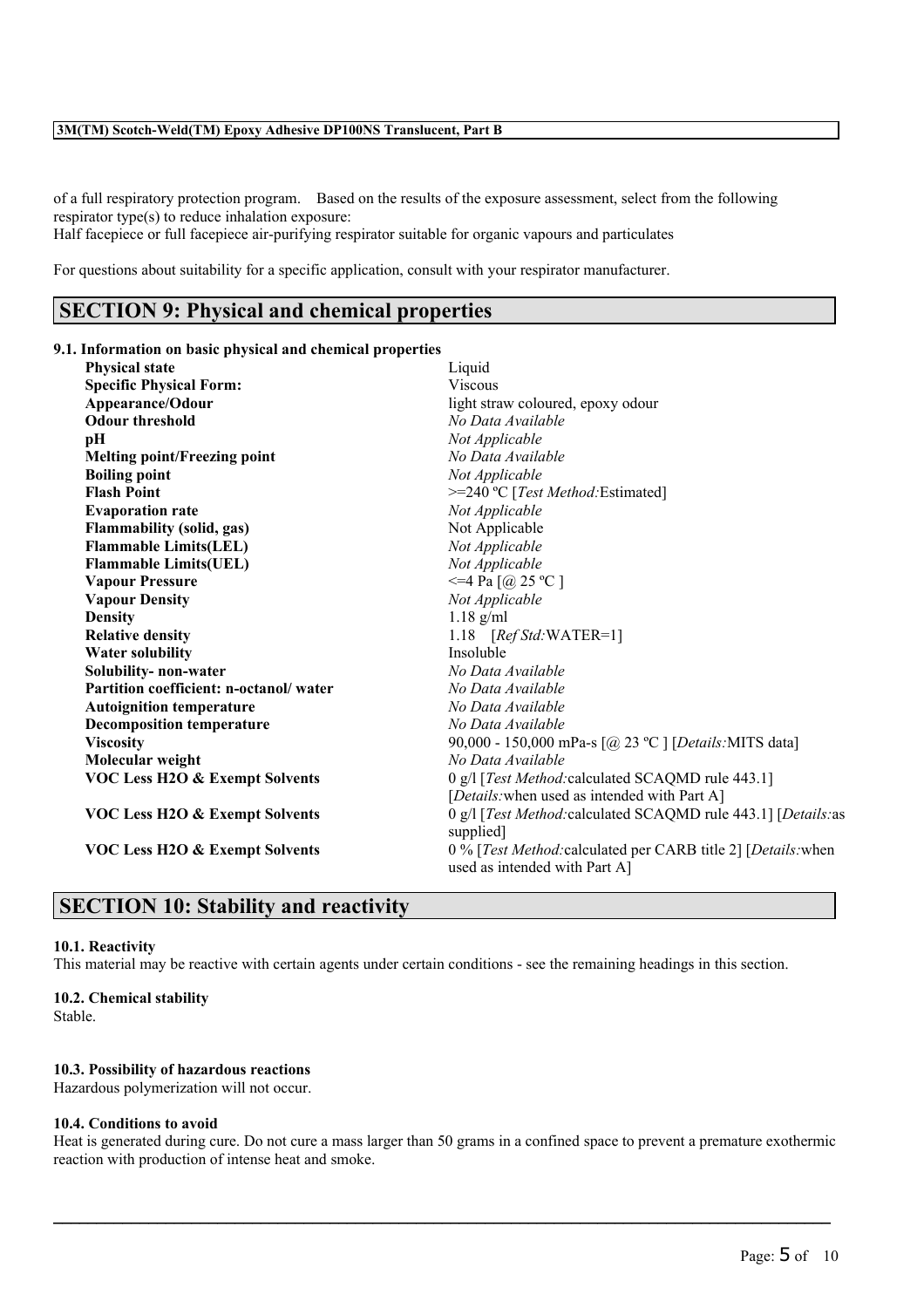of a full respiratory protection program. Based on the results of the exposure assessment, select from the following respirator type(s) to reduce inhalation exposure:
Half facepiece or full facepiece air-purifying respirator suitable for organic vapours and particulates

For questions about suitability for a specific application, consult with your respirator manufacturer.

## SECTION 9: Physical and chemical properties

### 9.1. Information on basic physical and chemical properties

| | |
|---|---|
| **Physical state** | Liquid |
| **Specific Physical Form:** | Viscous |
| **Appearance/Odour** | light straw coloured, epoxy odour |
| **Odour threshold** | *No Data Available* |
| **pH** | *Not Applicable* |
| **Melting point/Freezing point** | *No Data Available* |
| **Boiling point** | *Not Applicable* |
| **Flash Point** | >=240 ºC [*Test Method:*Estimated] |
| **Evaporation rate** | *Not Applicable* |
| **Flammability (solid, gas)** | Not Applicable |
| **Flammable Limits(LEL)** | *Not Applicable* |
| **Flammable Limits(UEL)** | *Not Applicable* |
| **Vapour Pressure** | <=4 Pa [@ 25 ºC ] |
| **Vapour Density** | *Not Applicable* |
| **Density** | 1.18 g/ml |
| **Relative density** | 1.18 [*Ref Std:*WATER=1] |
| **Water solubility** | Insoluble |
| **Solubility- non-water** | *No Data Available* |
| **Partition coefficient: n-octanol/ water** | *No Data Available* |
| **Autoignition temperature** | *No Data Available* |
| **Decomposition temperature** | *No Data Available* |
| **Viscosity** | 90,000 - 150,000 mPa-s [@ 23 ºC ] [*Details:*MITS data] |
| **Molecular weight** | *No Data Available* |
| **VOC Less H2O & Exempt Solvents** | 0 g/l [*Test Method:*calculated SCAQMD rule 443.1] [*Details:*when used as intended with Part A] |
| **VOC Less H2O & Exempt Solvents** | 0 g/l [*Test Method:*calculated SCAQMD rule 443.1] [*Details:*as supplied] |
| **VOC Less H2O & Exempt Solvents** | 0 % [*Test Method:*calculated per CARB title 2] [*Details:*when used as intended with Part A] |

## SECTION 10: Stability and reactivity

### 10.1. Reactivity
This material may be reactive with certain agents under certain conditions - see the remaining headings in this section.

### 10.2. Chemical stability
Stable.

### 10.3. Possibility of hazardous reactions
Hazardous polymerization will not occur.

### 10.4. Conditions to avoid
Heat is generated during cure. Do not cure a mass larger than 50 grams in a confined space to prevent a premature exothermic reaction with production of intense heat and smoke.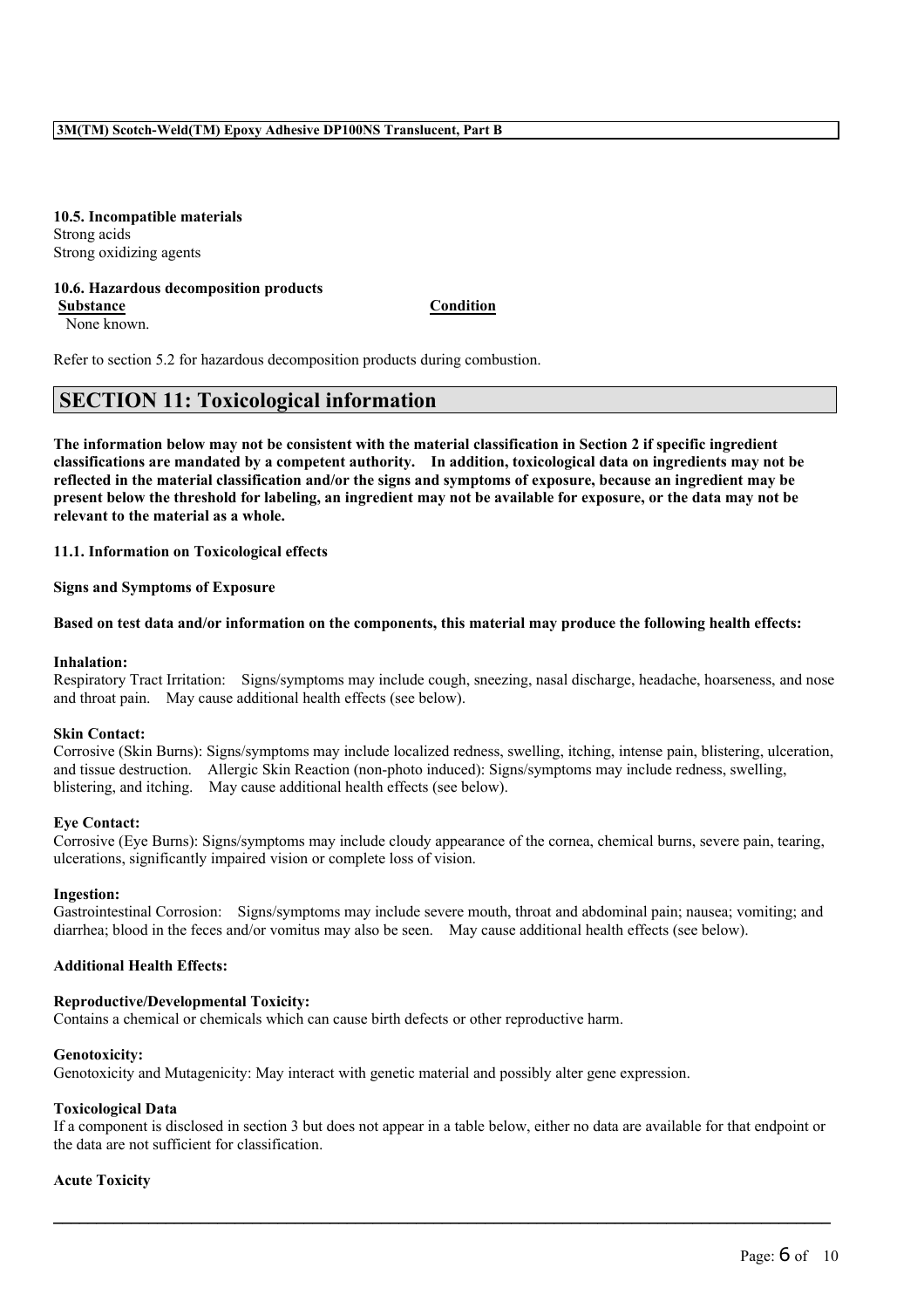**10.5. Incompatible materials**
Strong acids
Strong oxidizing agents

**10.6. Hazardous decomposition products**

| Substance | Condition |
| --- | --- |
| None known. | |

Refer to section 5.2 for hazardous decomposition products during combustion.

## SECTION 11: Toxicological information

**The information below may not be consistent with the material classification in Section 2 if specific ingredient classifications are mandated by a competent authority. In addition, toxicological data on ingredients may not be reflected in the material classification and/or the signs and symptoms of exposure, because an ingredient may be present below the threshold for labeling, an ingredient may not be available for exposure, or the data may not be relevant to the material as a whole.**

**11.1. Information on Toxicological effects**

**Signs and Symptoms of Exposure**

**Based on test data and/or information on the components, this material may produce the following health effects:**

**Inhalation:**
Respiratory Tract Irritation: Signs/symptoms may include cough, sneezing, nasal discharge, headache, hoarseness, and nose and throat pain. May cause additional health effects (see below).

**Skin Contact:**
Corrosive (Skin Burns): Signs/symptoms may include localized redness, swelling, itching, intense pain, blistering, ulceration, and tissue destruction. Allergic Skin Reaction (non-photo induced): Signs/symptoms may include redness, swelling, blistering, and itching. May cause additional health effects (see below).

**Eye Contact:**
Corrosive (Eye Burns): Signs/symptoms may include cloudy appearance of the cornea, chemical burns, severe pain, tearing, ulcerations, significantly impaired vision or complete loss of vision.

**Ingestion:**
Gastrointestinal Corrosion: Signs/symptoms may include severe mouth, throat and abdominal pain; nausea; vomiting; and diarrhea; blood in the feces and/or vomitus may also be seen. May cause additional health effects (see below).

**Additional Health Effects:**

**Reproductive/Developmental Toxicity:**
Contains a chemical or chemicals which can cause birth defects or other reproductive harm.

**Genotoxicity:**
Genotoxicity and Mutagenicity: May interact with genetic material and possibly alter gene expression.

**Toxicological Data**
If a component is disclosed in section 3 but does not appear in a table below, either no data are available for that endpoint or the data are not sufficient for classification.

**Acute Toxicity**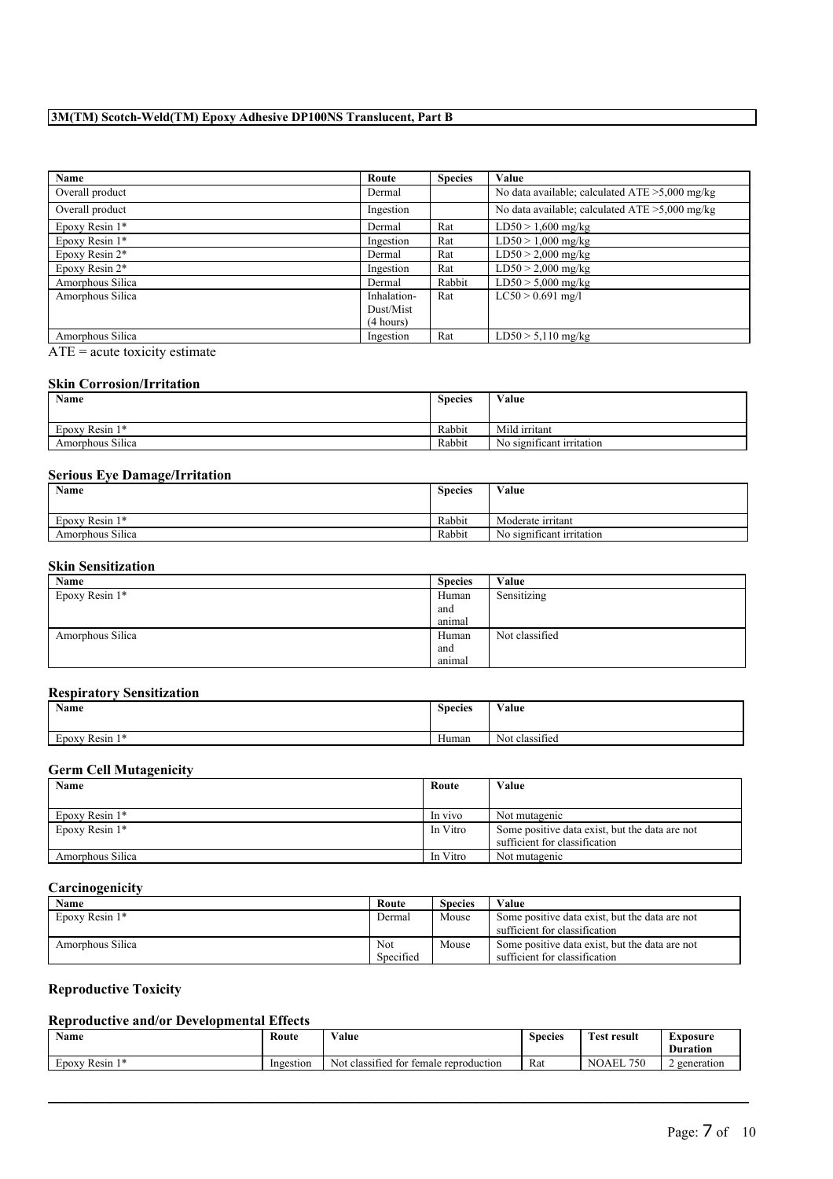| Name | Route | Species | Value |
|---|---|---|---|
| Overall product | Dermal | | No data available; calculated ATE >5,000 mg/kg |
| Overall product | Ingestion | | No data available; calculated ATE >5,000 mg/kg |
| Epoxy Resin 1* | Dermal | Rat | LD50 > 1,600 mg/kg |
| Epoxy Resin 1* | Ingestion | Rat | LD50 > 1,000 mg/kg |
| Epoxy Resin 2* | Dermal | Rat | LD50 > 2,000 mg/kg |
| Epoxy Resin 2* | Ingestion | Rat | LD50 > 2,000 mg/kg |
| Amorphous Silica | Dermal | Rabbit | LD50 > 5,000 mg/kg |
| Amorphous Silica | Inhalation-Dust/Mist (4 hours) | Rat | LC50 > 0.691 mg/l |
| Amorphous Silica | Ingestion | Rat | LD50 > 5,110 mg/kg |

ATE = acute toxicity estimate

### Skin Corrosion/Irritation

| Name | Species | Value |
|---|---|---|
| Epoxy Resin 1* | Rabbit | Mild irritant |
| Amorphous Silica | Rabbit | No significant irritation |

### Serious Eye Damage/Irritation

| Name | Species | Value |
|---|---|---|
| Epoxy Resin 1* | Rabbit | Moderate irritant |
| Amorphous Silica | Rabbit | No significant irritation |

### Skin Sensitization

| Name | Species | Value |
|---|---|---|
| Epoxy Resin 1* | Human and animal | Sensitizing |
| Amorphous Silica | Human and animal | Not classified |

### Respiratory Sensitization

| Name | Species | Value |
|---|---|---|
| Epoxy Resin 1* | Human | Not classified |

### Germ Cell Mutagenicity

| Name | Route | Value |
|---|---|---|
| Epoxy Resin 1* | In vivo | Not mutagenic |
| Epoxy Resin 1* | In Vitro | Some positive data exist, but the data are not sufficient for classification |
| Amorphous Silica | In Vitro | Not mutagenic |

### Carcinogenicity

| Name | Route | Species | Value |
|---|---|---|---|
| Epoxy Resin 1* | Dermal | Mouse | Some positive data exist, but the data are not sufficient for classification |
| Amorphous Silica | Not Specified | Mouse | Some positive data exist, but the data are not sufficient for classification |

### Reproductive Toxicity

### Reproductive and/or Developmental Effects

| Name | Route | Value | Species | Test result | Exposure Duration |
|---|---|---|---|---|---|
| Epoxy Resin 1* | Ingestion | Not classified for female reproduction | Rat | NOAEL 750 | 2 generation |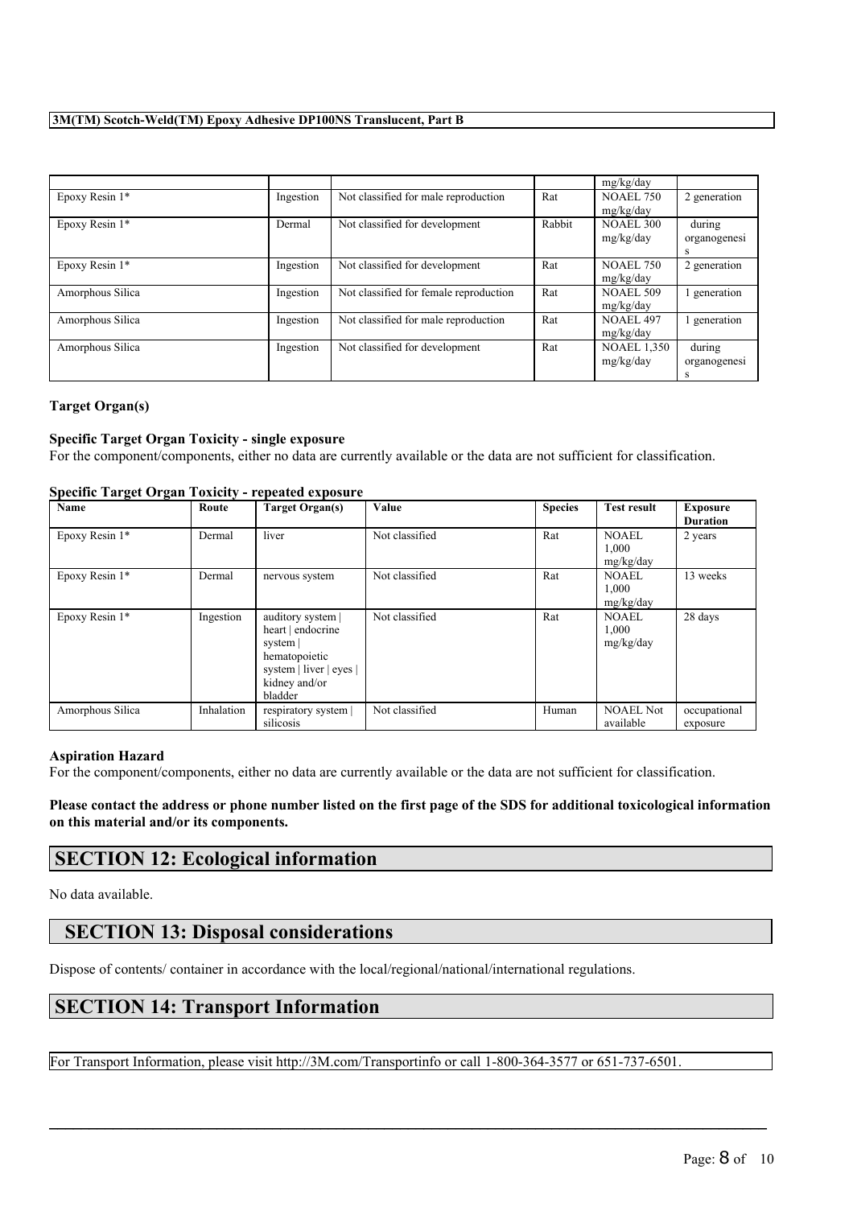| | | | | mg/kg/day | |
|---|---|---|---|---|---|
| Epoxy Resin 1* | Ingestion | Not classified for male reproduction | Rat | NOAEL 750 mg/kg/day | 2 generation |
| Epoxy Resin 1* | Dermal | Not classified for development | Rabbit | NOAEL 300 mg/kg/day | during organogenesis |
| Epoxy Resin 1* | Ingestion | Not classified for development | Rat | NOAEL 750 mg/kg/day | 2 generation |
| Amorphous Silica | Ingestion | Not classified for female reproduction | Rat | NOAEL 509 mg/kg/day | 1 generation |
| Amorphous Silica | Ingestion | Not classified for male reproduction | Rat | NOAEL 497 mg/kg/day | 1 generation |
| Amorphous Silica | Ingestion | Not classified for development | Rat | NOAEL 1,350 mg/kg/day | during organogenesis |

**Target Organ(s)**

**Specific Target Organ Toxicity - single exposure**

For the component/components, either no data are currently available or the data are not sufficient for classification.

**Specific Target Organ Toxicity - repeated exposure**

| Name | Route | Target Organ(s) | Value | Species | Test result | Exposure Duration |
|---|---|---|---|---|---|---|
| Epoxy Resin 1* | Dermal | liver | Not classified | Rat | NOAEL 1,000 mg/kg/day | 2 years |
| Epoxy Resin 1* | Dermal | nervous system | Not classified | Rat | NOAEL 1,000 mg/kg/day | 13 weeks |
| Epoxy Resin 1* | Ingestion | auditory system \| heart \| endocrine system \| hematopoietic system \| liver \| eyes \| kidney and/or bladder | Not classified | Rat | NOAEL 1,000 mg/kg/day | 28 days |
| Amorphous Silica | Inhalation | respiratory system \| silicosis | Not classified | Human | NOAEL Not available | occupational exposure |

**Aspiration Hazard**

For the component/components, either no data are currently available or the data are not sufficient for classification.

**Please contact the address or phone number listed on the first page of the SDS for additional toxicological information on this material and/or its components.**

## SECTION 12: Ecological information

No data available.

## SECTION 13: Disposal considerations

Dispose of contents/ container in accordance with the local/regional/national/international regulations.

## SECTION 14: Transport Information

For Transport Information, please visit http://3M.com/Transportinfo or call 1-800-364-3577 or 651-737-6501.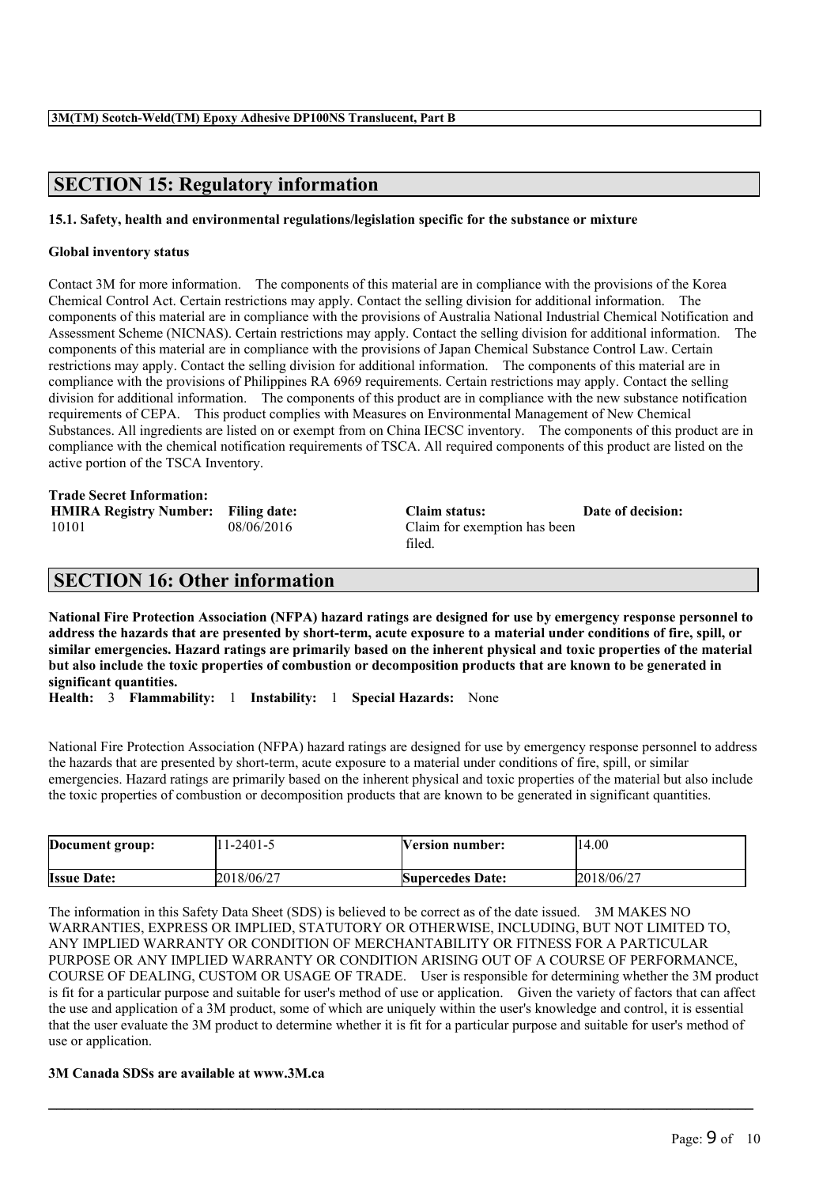## SECTION 15: Regulatory information

**15.1. Safety, health and environmental regulations/legislation specific for the substance or mixture**

**Global inventory status**

Contact 3M for more information. The components of this material are in compliance with the provisions of the Korea Chemical Control Act. Certain restrictions may apply. Contact the selling division for additional information. The components of this material are in compliance with the provisions of Australia National Industrial Chemical Notification and Assessment Scheme (NICNAS). Certain restrictions may apply. Contact the selling division for additional information. The components of this material are in compliance with the provisions of Japan Chemical Substance Control Law. Certain restrictions may apply. Contact the selling division for additional information. The components of this material are in compliance with the provisions of Philippines RA 6969 requirements. Certain restrictions may apply. Contact the selling division for additional information. The components of this product are in compliance with the new substance notification requirements of CEPA. This product complies with Measures on Environmental Management of New Chemical Substances. All ingredients are listed on or exempt from on China IECSC inventory. The components of this product are in compliance with the chemical notification requirements of TSCA. All required components of this product are listed on the active portion of the TSCA Inventory.

**Trade Secret Information:**

| HMIRA Registry Number: | Filing date: | Claim status: | Date of decision: |
|---|---|---|---|
| 10101 | 08/06/2016 | Claim for exemption has been filed. | |

## SECTION 16: Other information

**National Fire Protection Association (NFPA) hazard ratings are designed for use by emergency response personnel to address the hazards that are presented by short-term, acute exposure to a material under conditions of fire, spill, or similar emergencies. Hazard ratings are primarily based on the inherent physical and toxic properties of the material but also include the toxic properties of combustion or decomposition products that are known to be generated in significant quantities.**

**Health:** 3 **Flammability:** 1 **Instability:** 1 **Special Hazards:** None

National Fire Protection Association (NFPA) hazard ratings are designed for use by emergency response personnel to address the hazards that are presented by short-term, acute exposure to a material under conditions of fire, spill, or similar emergencies. Hazard ratings are primarily based on the inherent physical and toxic properties of the material but also include the toxic properties of combustion or decomposition products that are known to be generated in significant quantities.

| | | | |
|---|---|---|---|
| **Document group:** | 11-2401-5 | **Version number:** | 14.00 |
| **Issue Date:** | 2018/06/27 | **Supercedes Date:** | 2018/06/27 |

The information in this Safety Data Sheet (SDS) is believed to be correct as of the date issued. 3M MAKES NO WARRANTIES, EXPRESS OR IMPLIED, STATUTORY OR OTHERWISE, INCLUDING, BUT NOT LIMITED TO, ANY IMPLIED WARRANTY OR CONDITION OF MERCHANTABILITY OR FITNESS FOR A PARTICULAR PURPOSE OR ANY IMPLIED WARRANTY OR CONDITION ARISING OUT OF A COURSE OF PERFORMANCE, COURSE OF DEALING, CUSTOM OR USAGE OF TRADE. User is responsible for determining whether the 3M product is fit for a particular purpose and suitable for user's method of use or application. Given the variety of factors that can affect the use and application of a 3M product, some of which are uniquely within the user's knowledge and control, it is essential that the user evaluate the 3M product to determine whether it is fit for a particular purpose and suitable for user's method of use or application.

**3M Canada SDSs are available at www.3M.ca**